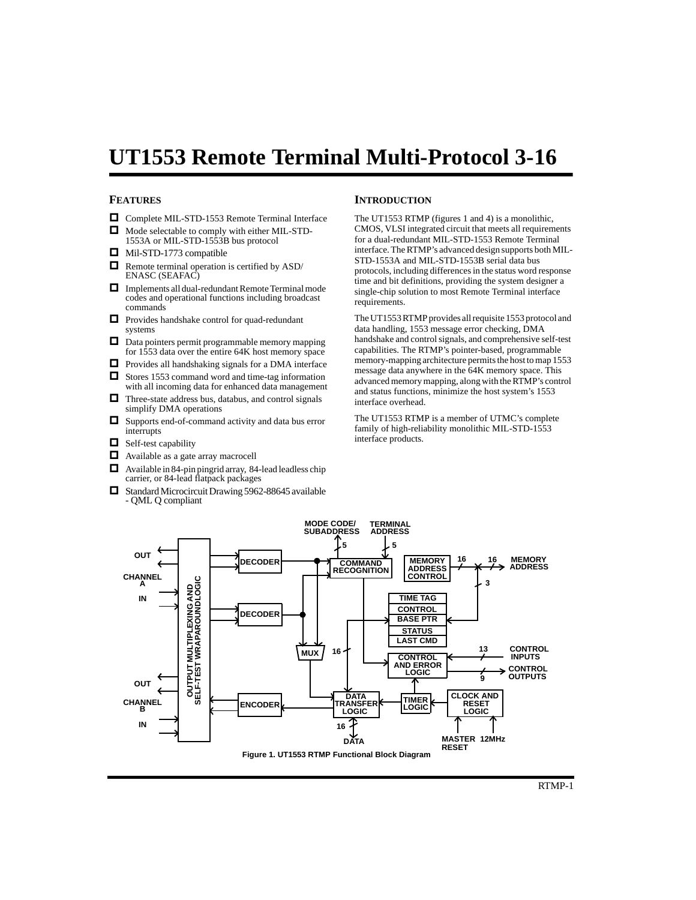# UT1553 Remote Terminal Multi-Protocol 3-16

## FEATURES

- Complete MIL-STD-1553 Remote Terminal Interface
- Mode selectable to comply with either MIL-STD-1553A or MIL-STD-1553B bus protocol
- Mil-STD-1773 compatible
- Remote terminal operation is certified by ASD/ ENASC (SEAFAC)
- Implements all dual-redundant Remote Terminal mode codes and operational functions including broadcast commands
- Provides handshake control for quad-redundant systems
- Data pointers permit programmable memory mapping for 1553 data over the entire 64K host memory space
- Provides all handshaking signals for a DMA interface
- Stores 1553 command word and time-tag information with all incoming data for enhanced data management
- Three-state address bus, databus, and control signals simplify DMA operations
- Supports end-of-command activity and data bus error interrupts
- Self-test capability
- Available as a gate array macrocell
- Available in 84-pin pingrid array, 84-lead leadless chip carrier, or 84-lead flatpack packages
- Standard Microcircuit Drawing 5962-88645 available - QML Q compliant

## INTRODUCTION

The UT1553 RTMP (figures 1 and 4) is a monolithic, CMOS, VLSI integrated circuit that meets all requirements for a dual-redundant MIL-STD-1553 Remote Terminal interface. The RTMP's advanced design supports both MIL-STD-1553A and MIL-STD-1553B serial data bus protocols, including differences in the status word response time and bit definitions, providing the system designer a single-chip solution to most Remote Terminal interface requirements.

The UT1553 RTMP provides all requisite 1553 protocol and data handling, 1553 message error checking, DMA handshake and control signals, and comprehensive self-test capabilities. The RTMP's pointer-based, programmable memory-mapping architecture permits the host to map 1553 message data anywhere in the 64K memory space. This advanced memory mapping, along with the RTMP's control and status functions, minimize the host system's 1553 interface overhead.

The UT1553 RTMP is a member of UTMC's complete family of high-reliability monolithic MIL-STD-1553 interface products.

Figure 1. UT1553 RTMP Functional Block Diagram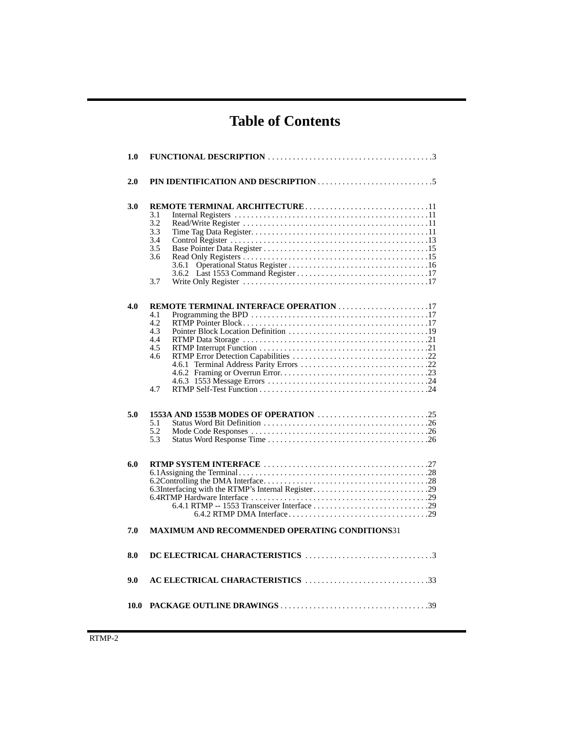# Table of Contents

**1.0 FUNCTIONAL DESCRIPTION** . . . . . . . . . . . . . . . . . . . . . . . . . . . . . . . . . . . . . . . .3

**2.0 PIN IDENTIFICATION AND DESCRIPTION** . . . . . . . . . . . . . . . . . . . . . . . . . . . .5

**3.0 REMOTE TERMINAL ARCHITECTURE** . . . . . . . . . . . . . . . . . . . . . . . . . . . . . .11

- 3.1 Internal Registers . . . . . . . . . . . . . . . . . . . . . . . . . . . . . . . . . . . . . . . . . . . . . . .11
- 3.2 Read/Write Register . . . . . . . . . . . . . . . . . . . . . . . . . . . . . . . . . . . . . . . . . . . . .11
- 3.3 Time Tag Data Register. . . . . . . . . . . . . . . . . . . . . . . . . . . . . . . . . . . . . . . . . . .11
- 3.4 Control Register . . . . . . . . . . . . . . . . . . . . . . . . . . . . . . . . . . . . . . . . . . . . . . . .13
- 3.5 Base Pointer Data Register . . . . . . . . . . . . . . . . . . . . . . . . . . . . . . . . . . . . . . . .15
- 3.6 Read Only Registers . . . . . . . . . . . . . . . . . . . . . . . . . . . . . . . . . . . . . . . . . . . . .15
  - 3.6.1 Operational Status Register . . . . . . . . . . . . . . . . . . . . . . . . . . . . . . . . . .16
  - 3.6.2 Last 1553 Command Register . . . . . . . . . . . . . . . . . . . . . . . . . . . . . . . .17
- 3.7 Write Only Register . . . . . . . . . . . . . . . . . . . . . . . . . . . . . . . . . . . . . . . . . . . . .17

**4.0 REMOTE TERMINAL INTERFACE OPERATION** . . . . . . . . . . . . . . . . . . . . . . .17

- 4.1 Programming the BPD . . . . . . . . . . . . . . . . . . . . . . . . . . . . . . . . . . . . . . . . . . .17
- 4.2 RTMP Pointer Block . . . . . . . . . . . . . . . . . . . . . . . . . . . . . . . . . . . . . . . . . . . . .17
- 4.3 Pointer Block Location Definition . . . . . . . . . . . . . . . . . . . . . . . . . . . . . . . . . .19
- 4.4 RTMP Data Storage . . . . . . . . . . . . . . . . . . . . . . . . . . . . . . . . . . . . . . . . . . . . .21
- 4.5 RTMP Interrupt Function . . . . . . . . . . . . . . . . . . . . . . . . . . . . . . . . . . . . . . . . .21
- 4.6 RTMP Error Detection Capabilities . . . . . . . . . . . . . . . . . . . . . . . . . . . . . . . . .22
  - 4.6.1 Terminal Address Parity Errors . . . . . . . . . . . . . . . . . . . . . . . . . . . . . . .22
  - 4.6.2 Framing or Overrun Error. . . . . . . . . . . . . . . . . . . . . . . . . . . . . . . . . . . .23
  - 4.6.3 1553 Message Errors . . . . . . . . . . . . . . . . . . . . . . . . . . . . . . . . . . . . . . .24
- 4.7 RTMP Self-Test Function . . . . . . . . . . . . . . . . . . . . . . . . . . . . . . . . . . . . . . . . .24

**5.0 1553A AND 1553B MODES OF OPERATION** . . . . . . . . . . . . . . . . . . . . . . . . . . .25

- 5.1 Status Word Bit Definition . . . . . . . . . . . . . . . . . . . . . . . . . . . . . . . . . . . . . . . .26
- 5.2 Mode Code Responses . . . . . . . . . . . . . . . . . . . . . . . . . . . . . . . . . . . . . . . . . . .26
- 5.3 Status Word Response Time . . . . . . . . . . . . . . . . . . . . . . . . . . . . . . . . . . . . . . .26

**6.0 RTMP SYSTEM INTERFACE** . . . . . . . . . . . . . . . . . . . . . . . . . . . . . . . . . . . . . . . .27

- 6.1Assigning the Terminal . . . . . . . . . . . . . . . . . . . . . . . . . . . . . . . . . . . . . . . . . . . . . .28
- 6.2Controlling the DMA Interface. . . . . . . . . . . . . . . . . . . . . . . . . . . . . . . . . . . . . . . . .28
- 6.3Interfacing with the RTMP's Internal Register. . . . . . . . . . . . . . . . . . . . . . . . . . . .29
- 6.4RTMP Hardware Interface . . . . . . . . . . . . . . . . . . . . . . . . . . . . . . . . . . . . . . . . . . .29
  - 6.4.1 RTMP -- 1553 Transceiver Interface . . . . . . . . . . . . . . . . . . . . . . . . . . . .29
    - 6.4.2 RTMP DMA Interface. . . . . . . . . . . . . . . . . . . . . . . . . . . . . . . . . .29

**7.0 MAXIMUM AND RECOMMENDED OPERATING CONDITIONS**31

**8.0 DC ELECTRICAL CHARACTERISTICS** . . . . . . . . . . . . . . . . . . . . . . . . . . . . . . .3

**9.0 AC ELECTRICAL CHARACTERISTICS** . . . . . . . . . . . . . . . . . . . . . . . . . . . . . .33

**10.0 PACKAGE OUTLINE DRAWINGS** . . . . . . . . . . . . . . . . . . . . . . . . . . . . . . . . . . . .39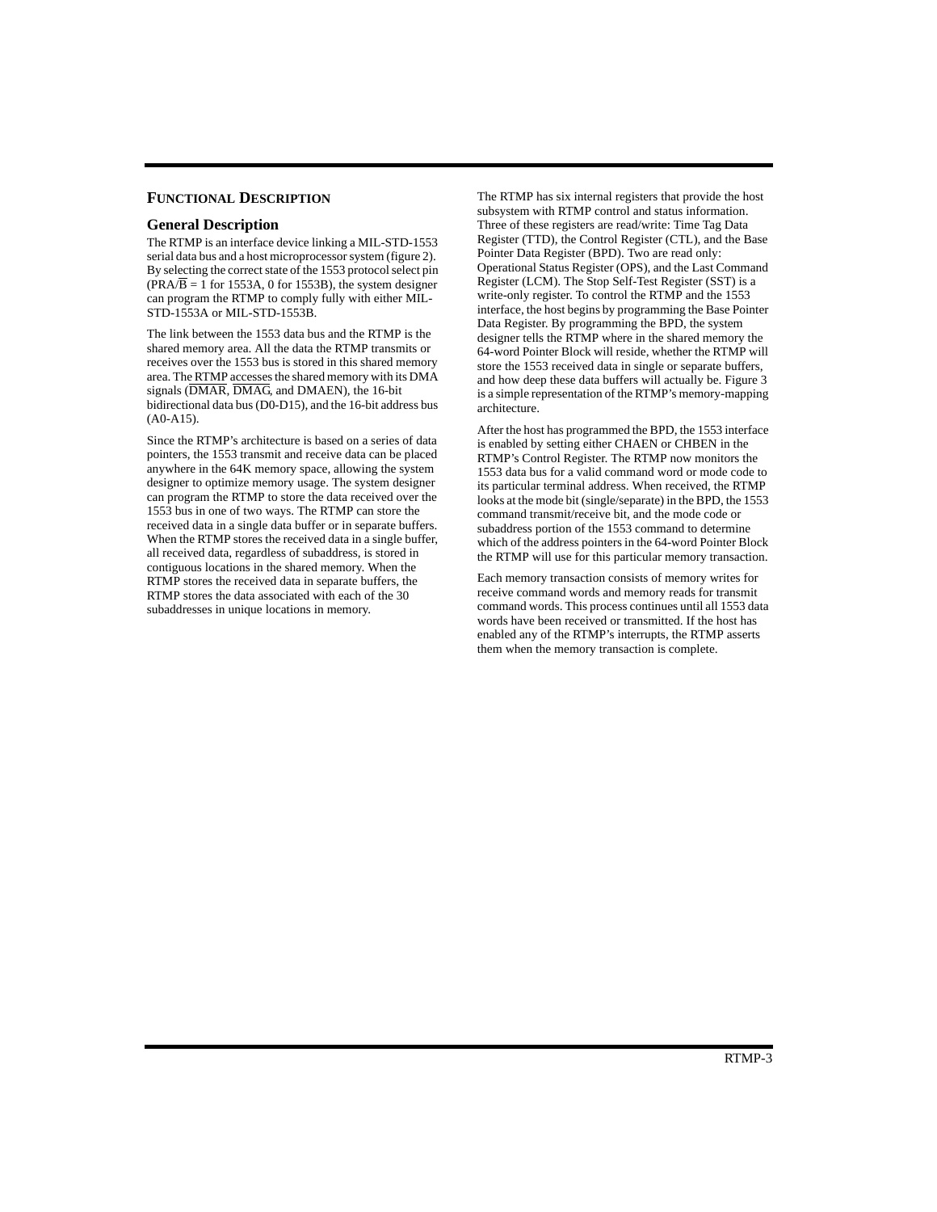# Functional Description

## General Description

The RTMP is an interface device linking a MIL-STD-1553 serial data bus and a host microprocessor system (figure 2). By selecting the correct state of the 1553 protocol select pin ($PRA/\overline{B}$ = 1 for 1553A, 0 for 1553B), the system designer can program the RTMP to comply fully with either MIL-STD-1553A or MIL-STD-1553B.

The link between the 1553 data bus and the RTMP is the shared memory area. All the data the RTMP transmits or receives over the 1553 bus is stored in this shared memory area. The RTMP accesses the shared memory with its DMA signals ($\overline{DMAR}$, $\overline{DMAG}$, and DMAEN), the 16-bit bidirectional data bus (D0-D15), and the 16-bit address bus (A0-A15).

Since the RTMP's architecture is based on a series of data pointers, the 1553 transmit and receive data can be placed anywhere in the 64K memory space, allowing the system designer to optimize memory usage. The system designer can program the RTMP to store the data received over the 1553 bus in one of two ways. The RTMP can store the received data in a single data buffer or in separate buffers. When the RTMP stores the received data in a single buffer, all received data, regardless of subaddress, is stored in contiguous locations in the shared memory. When the RTMP stores the received data in separate buffers, the RTMP stores the data associated with each of the 30 subaddresses in unique locations in memory.

The RTMP has six internal registers that provide the host subsystem with RTMP control and status information. Three of these registers are read/write: Time Tag Data Register (TTD), the Control Register (CTL), and the Base Pointer Data Register (BPD). Two are read only: Operational Status Register (OPS), and the Last Command Register (LCM). The Stop Self-Test Register (SST) is a write-only register. To control the RTMP and the 1553 interface, the host begins by programming the Base Pointer Data Register. By programming the BPD, the system designer tells the RTMP where in the shared memory the 64-word Pointer Block will reside, whether the RTMP will store the 1553 received data in single or separate buffers, and how deep these data buffers will actually be. Figure 3 is a simple representation of the RTMP's memory-mapping architecture.

After the host has programmed the BPD, the 1553 interface is enabled by setting either CHAEN or CHBEN in the RTMP's Control Register. The RTMP now monitors the 1553 data bus for a valid command word or mode code to its particular terminal address. When received, the RTMP looks at the mode bit (single/separate) in the BPD, the 1553 command transmit/receive bit, and the mode code or subaddress portion of the 1553 command to determine which of the address pointers in the 64-word Pointer Block the RTMP will use for this particular memory transaction.

Each memory transaction consists of memory writes for receive command words and memory reads for transmit command words. This process continues until all 1553 data words have been received or transmitted. If the host has enabled any of the RTMP's interrupts, the RTMP asserts them when the memory transaction is complete.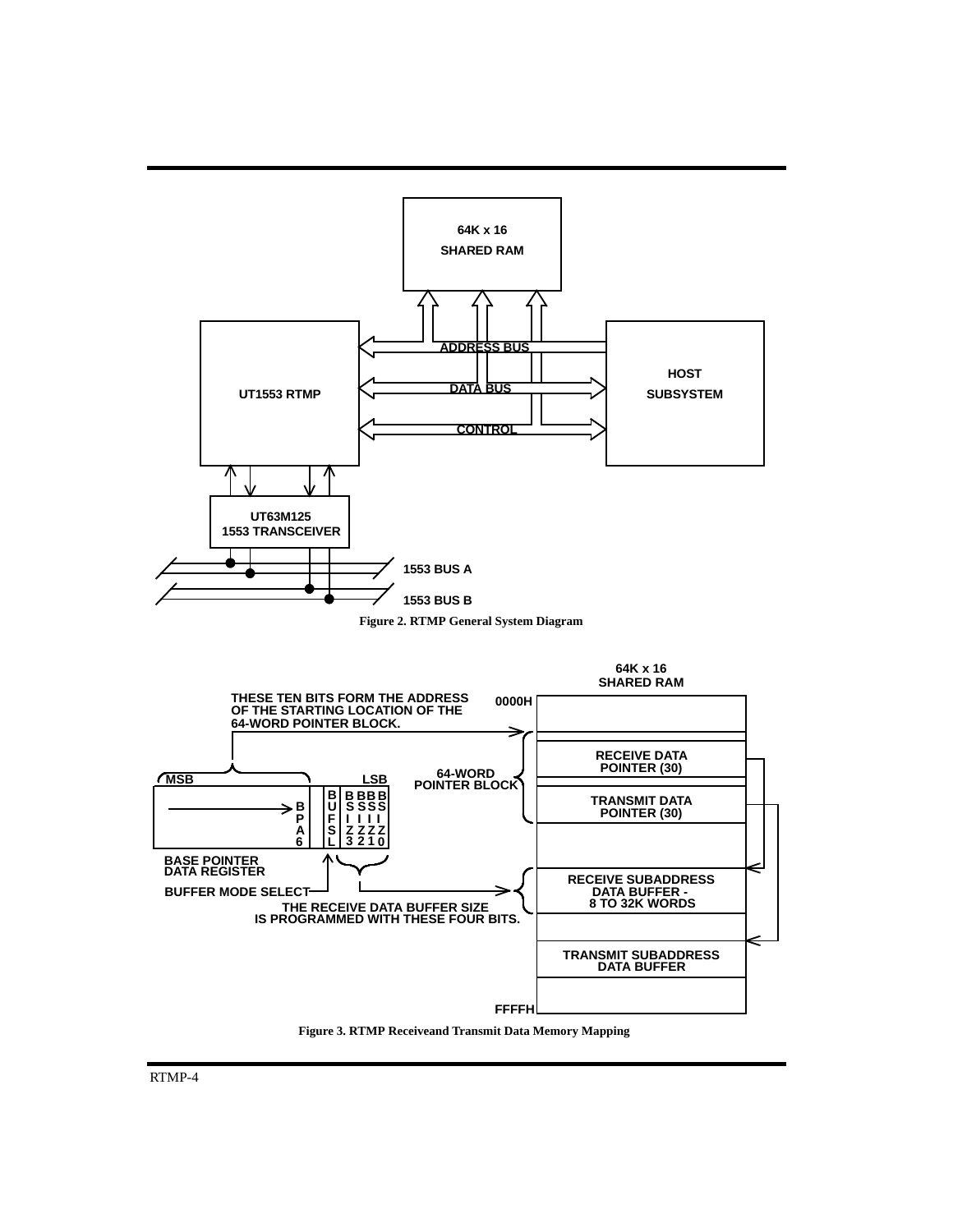Figure 2. RTMP General System Diagram

Figure 3. RTMP Receiveand Transmit Data Memory Mapping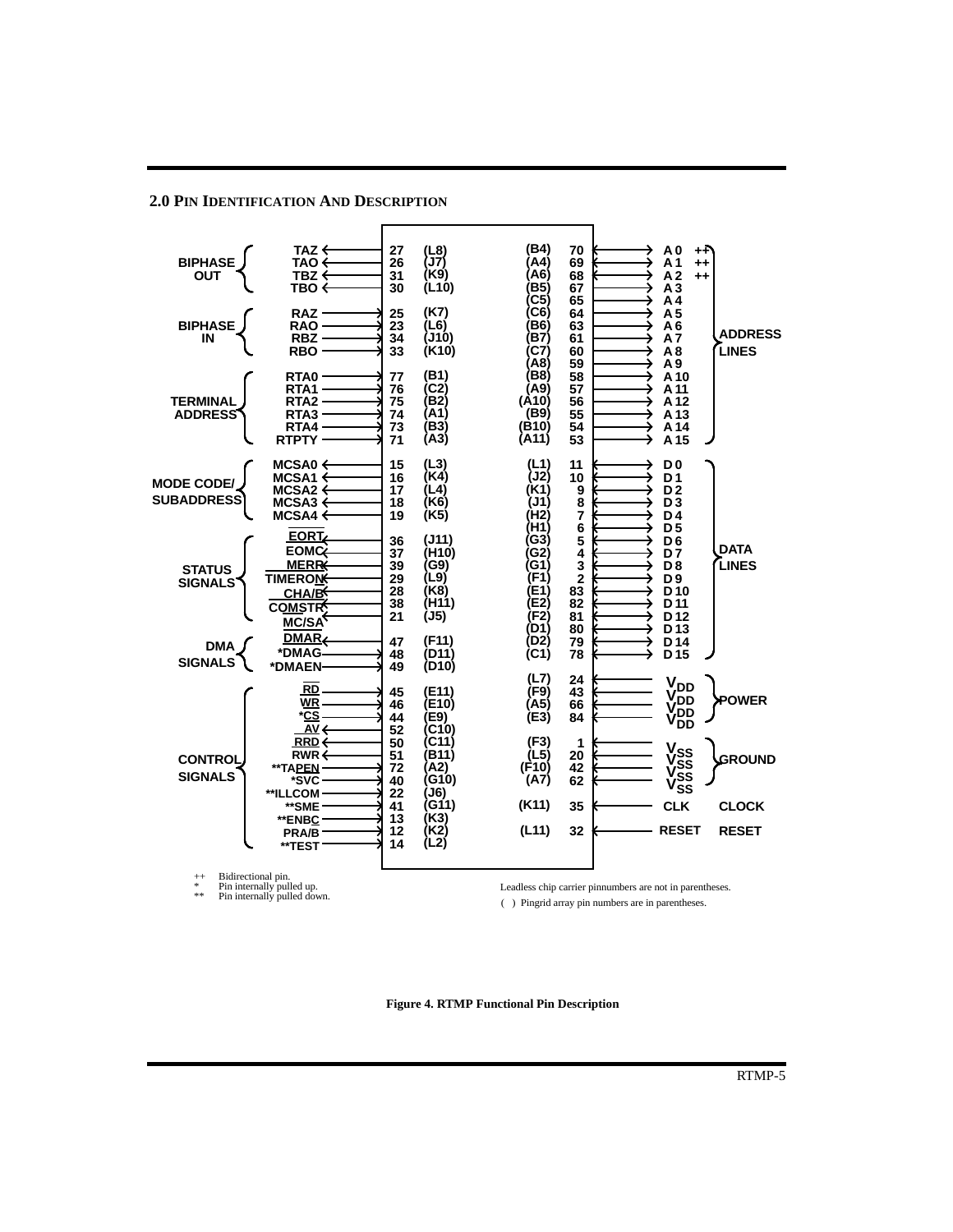## 2.0 PIN IDENTIFICATION AND DESCRIPTION

| Group | Signal | LCC Pin | PGA Pin |
|---|---|---|---|
| BIPHASE OUT | TAZ | 27 | (L8) |
| | TAO | 26 | (J7) |
| | TBZ | 31 | (K9) |
| | TBO | 30 | (L10) |
| BIPHASE IN | RAZ | 25 | (K7) |
| | RAO | 23 | (L6) |
| | RBZ | 34 | (J10) |
| | RBO | 33 | (K10) |
| TERMINAL ADDRESS | RTA0 | 77 | (B1) |
| | RTA1 | 76 | (C2) |
| | RTA2 | 75 | (B2) |
| | RTA3 | 74 | (A1) |
| | RTA4 | 73 | (B3) |
| | RTPTY | 71 | (A3) |
| MODE CODE/ SUBADDRESS | MCSA0 | 15 | (L3) |
| | MCSA1 | 16 | (K4) |
| | MCSA2 | 17 | (L4) |
| | MCSA3 | 18 | (K6) |
| | MCSA4 | 19 | (K5) |
| STATUS SIGNALS | EORT | 36 | (J11) |
| | EOMC | 37 | (H10) |
| | MERR | 39 | (G9) |
| | TIMERON | 29 | (L9) |
| | CHA/B | 28 | (K8) |
| | COMSTR | 38 | (H11) |
| | MC/SA | 21 | (J5) |
| DMA SIGNALS | DMAR | 47 | (F11) |
| | *DMAG | 48 | (D11) |
| | *DMAEN | 49 | (D10) |
| CONTROL SIGNALS | RD | 45 | (E11) |
| | WR | 46 | (E10) |
| | *CS | 44 | (E9) |
| | AV | 52 | (C10) |
| | RRD | 50 | (C11) |
| | RWR | 51 | (B11) |
| | **TAPEN | 72 | (A2) |
| | *SVC | 40 | (G10) |
| | **ILLCOM | 22 | (J6) |
| | **SME | 41 | (G11) |
| | **ENBC | 13 | (K3) |
| | PRA/B | 12 | (K2) |
| | **TEST | 14 | (L2) |

| Group | Signal | LCC Pin | PGA Pin |
|---|---|---|---|
| ADDRESS LINES | A0 ++ | 70 | (B4) |
| | A1 ++ | 69 | (A4) |
| | A2 ++ | 68 | (A6) |
| | A3 | 67 | (B5) |
| | A4 | 65 | (C5) |
| | A5 | 64 | (C6) |
| | A6 | 63 | (B6) |
| | A7 | 61 | (B7) |
| | A8 | 60 | (C7) |
| | A9 | 59 | (A8) |
| | A10 | 58 | (B8) |
| | A11 | 57 | (A9) |
| | A12 | 56 | (A10) |
| | A13 | 55 | (B9) |
| | A14 | 54 | (B10) |
| | A15 | 53 | (A11) |
| DATA LINES | D0 | 11 | (L1) |
| | D1 | 10 | (J2) |
| | D2 | 9 | (K1) |
| | D3 | 8 | (J1) |
| | D4 | 7 | (H2) |
| | D5 | 6 | (H1) |
| | D6 | 5 | (G3) |
| | D7 | 4 | (G2) |
| | D8 | 3 | (G1) |
| | D9 | 2 | (F1) |
| | D10 | 83 | (E1) |
| | D11 | 82 | (E2) |
| | D12 | 81 | (F2) |
| | D13 | 80 | (D1) |
| | D14 | 79 | (D2) |
| | D15 | 78 | (C1) |
| POWER | $V_{DD}$ | 24 | (L7) |
| | $V_{DD}$ | 43 | (F9) |
| | $V_{DD}$ | 66 | (A5) |
| | $V_{DD}$ | 84 | (E3) |
| GROUND | $V_{SS}$ | 1 | (F3) |
| | $V_{SS}$ | 20 | (L5) |
| | $V_{SS}$ | 42 | (F10) |
| | $V_{SS}$ | 62 | (A7) |
| CLOCK | CLK | 35 | (K11) |
| RESET | RESET | 32 | (L11) |

++ Bidirectional pin.
\* Pin internally pulled up.
\*\* Pin internally pulled down.

Leadless chip carrier pinnumbers are not in parentheses.
( ) Pingrid array pin numbers are in parentheses.

**Figure 4. RTMP Functional Pin Description**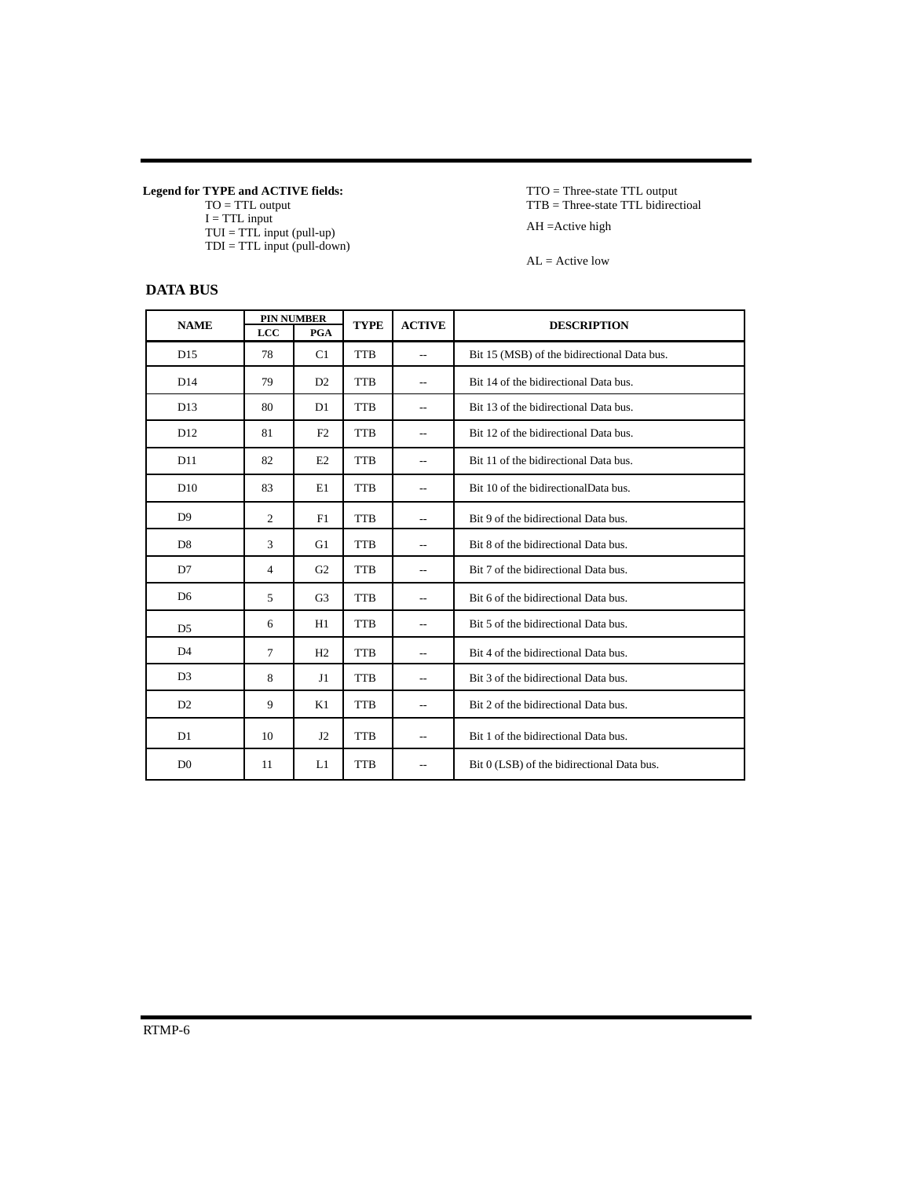**Legend for TYPE and ACTIVE fields:**

TO = TTL output
I = TTL input
TUI = TTL input (pull-up)
TDI = TTL input (pull-down)
TTO = Three-state TTL output
TTB = Three-state TTL bidirectioal
AH =Active high
AL = Active low

## DATA BUS

| NAME | PIN NUMBER | | TYPE | ACTIVE | DESCRIPTION |
|---|---|---|---|---|---|
| | LCC | PGA | | | |
| D15 | 78 | C1 | TTB | -- | Bit 15 (MSB) of the bidirectional Data bus. |
| D14 | 79 | D2 | TTB | -- | Bit 14 of the bidirectional Data bus. |
| D13 | 80 | D1 | TTB | -- | Bit 13 of the bidirectional Data bus. |
| D12 | 81 | F2 | TTB | -- | Bit 12 of the bidirectional Data bus. |
| D11 | 82 | E2 | TTB | -- | Bit 11 of the bidirectional Data bus. |
| D10 | 83 | E1 | TTB | -- | Bit 10 of the bidirectionalData bus. |
| D9 | 2 | F1 | TTB | -- | Bit 9 of the bidirectional Data bus. |
| D8 | 3 | G1 | TTB | -- | Bit 8 of the bidirectional Data bus. |
| D7 | 4 | G2 | TTB | -- | Bit 7 of the bidirectional Data bus. |
| D6 | 5 | G3 | TTB | -- | Bit 6 of the bidirectional Data bus. |
| D5 | 6 | H1 | TTB | -- | Bit 5 of the bidirectional Data bus. |
| D4 | 7 | H2 | TTB | -- | Bit 4 of the bidirectional Data bus. |
| D3 | 8 | J1 | TTB | -- | Bit 3 of the bidirectional Data bus. |
| D2 | 9 | K1 | TTB | -- | Bit 2 of the bidirectional Data bus. |
| D1 | 10 | J2 | TTB | -- | Bit 1 of the bidirectional Data bus. |
| D0 | 11 | L1 | TTB | -- | Bit 0 (LSB) of the bidirectional Data bus. |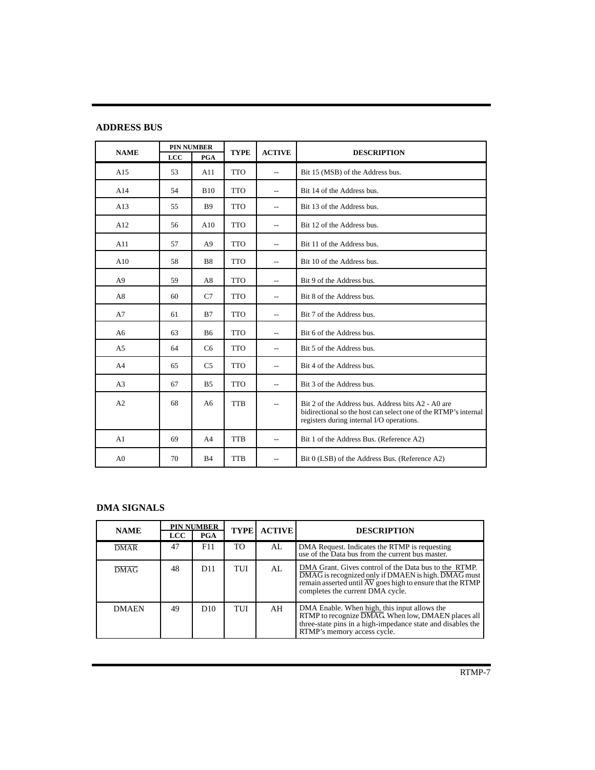## ADDRESS BUS

| NAME | PIN NUMBER | | TYPE | ACTIVE | DESCRIPTION |
|---|---|---|---|---|---|
| | LCC | PGA | | | |
| A15 | 53 | A11 | TTO | -- | Bit 15 (MSB) of the Address bus. |
| A14 | 54 | B10 | TTO | -- | Bit 14 of the Address bus. |
| A13 | 55 | B9 | TTO | -- | Bit 13 of the Address bus. |
| A12 | 56 | A10 | TTO | -- | Bit 12 of the Address bus. |
| A11 | 57 | A9 | TTO | -- | Bit 11 of the Address bus. |
| A10 | 58 | B8 | TTO | -- | Bit 10 of the Address bus. |
| A9 | 59 | A8 | TTO | -- | Bit 9 of the Address bus. |
| A8 | 60 | C7 | TTO | -- | Bit 8 of the Address bus. |
| A7 | 61 | B7 | TTO | -- | Bit 7 of the Address bus. |
| A6 | 63 | B6 | TTO | -- | Bit 6 of the Address bus. |
| A5 | 64 | C6 | TTO | -- | Bit 5 of the Address bus. |
| A4 | 65 | C5 | TTO | -- | Bit 4 of the Address bus. |
| A3 | 67 | B5 | TTO | -- | Bit 3 of the Address bus. |
| A2 | 68 | A6 | TTB | -- | Bit 2 of the Address bus. Address bits A2 - A0 are bidirectional so the host can select one of the RTMP's internal registers during internal I/O operations. |
| A1 | 69 | A4 | TTB | -- | Bit 1 of the Address Bus. (Reference A2) |
| A0 | 70 | B4 | TTB | -- | Bit 0 (LSB) of the Address Bus. (Reference A2) |

## DMA SIGNALS

| NAME | PIN NUMBER | | TYPE | ACTIVE | DESCRIPTION |
|---|---|---|---|---|---|
| | LCC | PGA | | | |
| $\overline{\text{DMAR}}$ | 47 | F11 | TO | AL | DMA Request. Indicates the RTMP is requesting use of the Data bus from the current bus master. |
| $\overline{\text{DMAG}}$ | 48 | D11 | TUI | AL | DMA Grant. Gives control of the Data bus to the RTMP. $\overline{\text{DMAG}}$ is recognized only if DMAEN is high. $\overline{\text{DMAG}}$ must remain asserted until $\overline{\text{AV}}$ goes high to ensure that the RTMP completes the current DMA cycle. |
| DMAEN | 49 | D10 | TUI | AH | DMA Enable. When high, this input allows the RTMP to recognize $\overline{\text{DMAG}}$. When low, DMAEN places all three-state pins in a high-impedance state and disables the RTMP's memory access cycle. |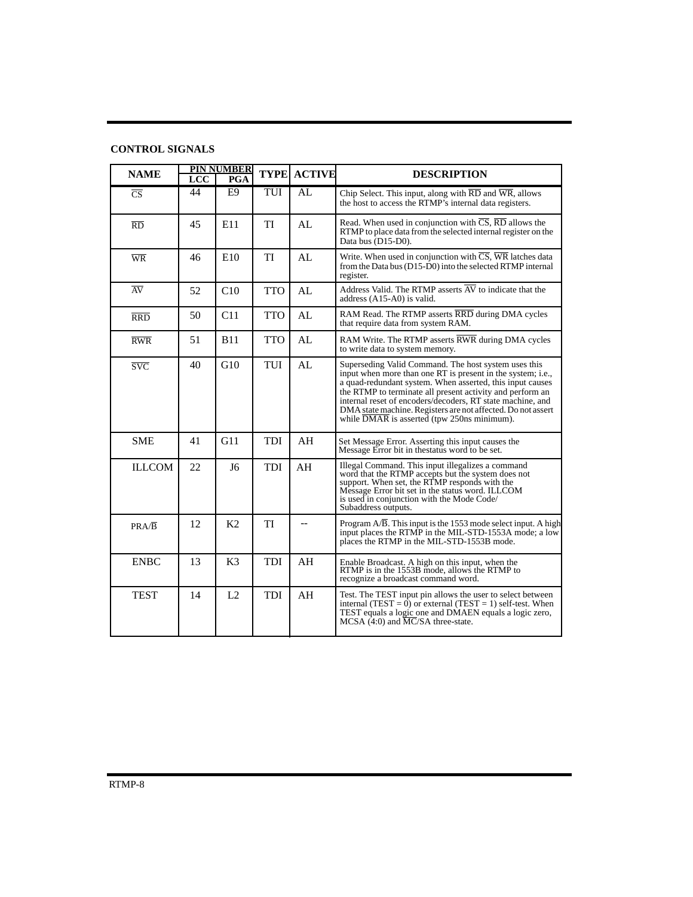**CONTROL SIGNALS**

| NAME | PIN NUMBER | | TYPE | ACTIVE | DESCRIPTION |
|---|---|---|---|---|---|
| | LCC | PGA | | | |
| $\overline{CS}$ | 44 | E9 | TUI | AL | Chip Select. This input, along with $\overline{RD}$ and $\overline{WR}$, allows the host to access the RTMP's internal data registers. |
| $\overline{RD}$ | 45 | E11 | TI | AL | Read. When used in conjunction with $\overline{CS}$, $\overline{RD}$ allows the RTMP to place data from the selected internal register on the Data bus (D15-D0). |
| $\overline{WR}$ | 46 | E10 | TI | AL | Write. When used in conjunction with $\overline{CS}$, $\overline{WR}$ latches data from the Data bus (D15-D0) into the selected RTMP internal register. |
| $\overline{AV}$ | 52 | C10 | TTO | AL | Address Valid. The RTMP asserts $\overline{AV}$ to indicate that the address (A15-A0) is valid. |
| $\overline{RRD}$ | 50 | C11 | TTO | AL | RAM Read. The RTMP asserts $\overline{RRD}$ during DMA cycles that require data from system RAM. |
| $\overline{RWR}$ | 51 | B11 | TTO | AL | RAM Write. The RTMP asserts $\overline{RWR}$ during DMA cycles to write data to system memory. |
| $\overline{SVC}$ | 40 | G10 | TUI | AL | Superseding Valid Command. The host system uses this input when more than one RT is present in the system; i.e., a quad-redundant system. When asserted, this input causes the RTMP to terminate all present activity and perform an internal reset of encoders/decoders, RT state machine, and DMA state machine. Registers are not affected. Do not assert while $\overline{DMAR}$ is asserted (tpw 250ns minimum). |
| SME | 41 | G11 | TDI | AH | Set Message Error. Asserting this input causes the Message Error bit in thestatus word to be set. |
| ILLCOM | 22 | J6 | TDI | AH | Illegal Command. This input illegalizes a command word that the RTMP accepts but the system does not support. When set, the RTMP responds with the Message Error bit set in the status word. ILLCOM is used in conjunction with the Mode Code/ Subaddress outputs. |
| PRA/$\overline{B}$ | 12 | K2 | TI | -- | Program A/$\overline{B}$. This input is the 1553 mode select input. A high input places the RTMP in the MIL-STD-1553A mode; a low places the RTMP in the MIL-STD-1553B mode. |
| ENBC | 13 | K3 | TDI | AH | Enable Broadcast. A high on this input, when the RTMP is in the 1553B mode, allows the RTMP to recognize a broadcast command word. |
| TEST | 14 | L2 | TDI | AH | Test. The TEST input pin allows the user to select between internal (TEST = 0) or external (TEST = 1) self-test. When TEST equals a logic one and DMAEN equals a logic zero, MCSA (4:0) and $\overline{MC}$/SA three-state. |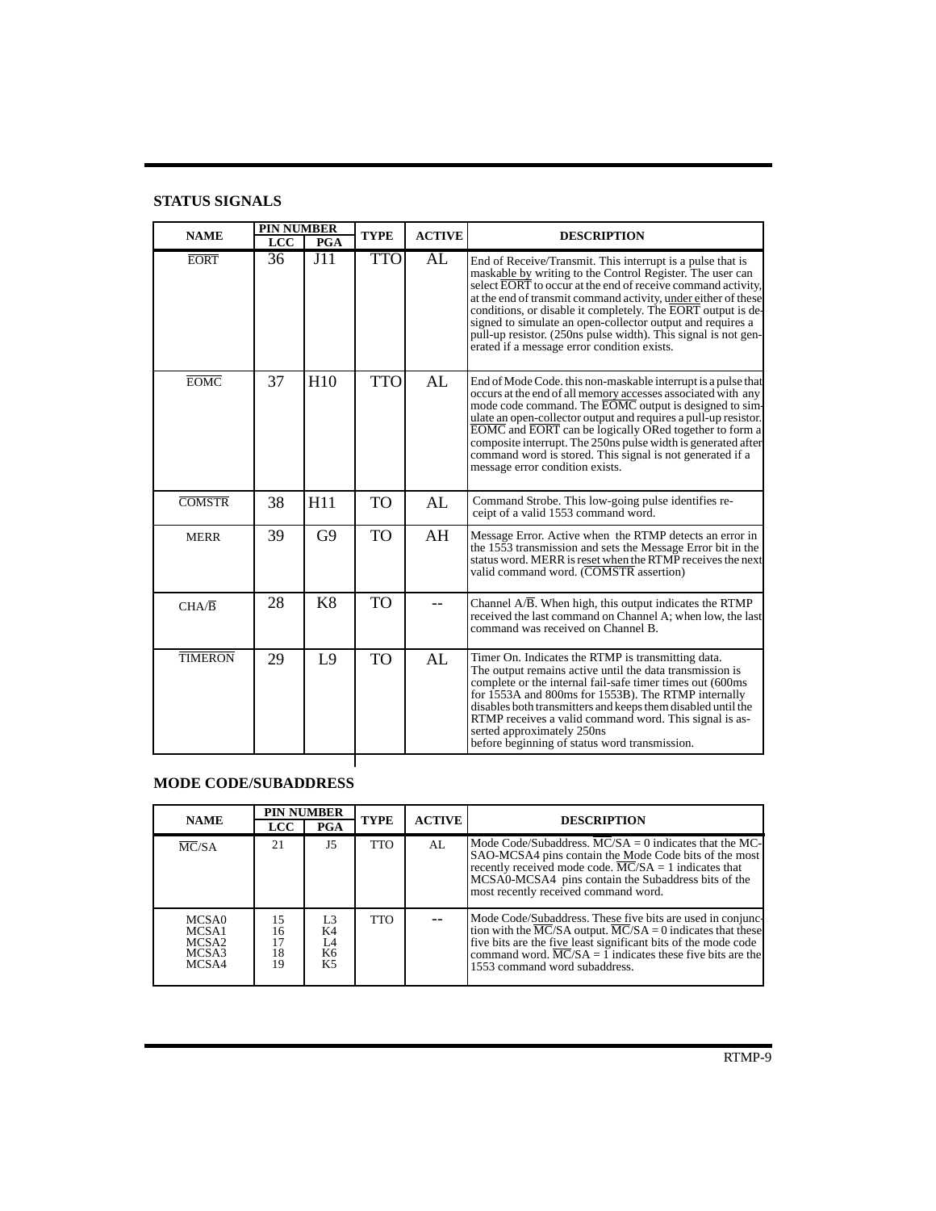## STATUS SIGNALS

| NAME | PIN NUMBER | | TYPE | ACTIVE | DESCRIPTION |
|---|---|---|---|---|---|
| | LCC | PGA | | | |
| $\overline{EORT}$ | 36 | J11 | TTO | AL | End of Receive/Transmit. This interrupt is a pulse that is maskable by writing to the Control Register. The user can select $\overline{EORT}$ to occur at the end of receive command activity, at the end of transmit command activity, under either of these conditions, or disable it completely. The $\overline{EORT}$ output is designed to simulate an open-collector output and requires a pull-up resistor. (250ns pulse width). This signal is not generated if a message error condition exists. |
| $\overline{EOMC}$ | 37 | H10 | TTO | AL | End of Mode Code. this non-maskable interrupt is a pulse that occurs at the end of all memory accesses associated with any mode code command. The $\overline{EOMC}$ output is designed to simulate an open-collector output and requires a pull-up resistor. $\overline{EOMC}$ and $\overline{EORT}$ can be logically ORed together to form a composite interrupt. The 250ns pulse width is generated after command word is stored. This signal is not generated if a message error condition exists. |
| $\overline{COMSTR}$ | 38 | H11 | TO | AL | Command Strobe. This low-going pulse identifies receipt of a valid 1553 command word. |
| MERR | 39 | G9 | TO | AH | Message Error. Active when the RTMP detects an error in the 1553 transmission and sets the Message Error bit in the status word. MERR is reset when the RTMP receives the next valid command word. ($\overline{COMSTR}$ assertion) |
| CHA/$\overline{B}$ | 28 | K8 | TO | -- | Channel A/$\overline{B}$. When high, this output indicates the RTMP received the last command on Channel A; when low, the last command was received on Channel B. |
| $\overline{TIMERON}$ | 29 | L9 | TO | AL | Timer On. Indicates the RTMP is transmitting data. The output remains active until the data transmission is complete or the internal fail-safe timer times out (600ms for 1553A and 800ms for 1553B). The RTMP internally disables both transmitters and keeps them disabled until the RTMP receives a valid command word. This signal is asserted approximately 250ns before beginning of status word transmission. |

## MODE CODE/SUBADDRESS

| NAME | PIN NUMBER | | TYPE | ACTIVE | DESCRIPTION |
|---|---|---|---|---|---|
| | LCC | PGA | | | |
| $\overline{MC}$/SA | 21 | J5 | TTO | AL | Mode Code/Subaddress. $\overline{MC}$/SA = 0 indicates that the MCSAO-MCSA4 pins contain the Mode Code bits of the most recently received mode code. $\overline{MC}$/SA = 1 indicates that MCSA0-MCSA4 pins contain the Subaddress bits of the most recently received command word. |
| MCSA0<br>MCSA1<br>MCSA2<br>MCSA3<br>MCSA4 | 15<br>16<br>17<br>18<br>19 | L3<br>K4<br>L4<br>K6<br>K5 | TTO | -- | Mode Code/Subaddress. These five bits are used in conjunction with the $\overline{MC}$/SA output. $\overline{MC}$/SA = 0 indicates that these five bits are the five least significant bits of the mode code command word. $\overline{MC}$/SA = 1 indicates these five bits are the 1553 command word subaddress. |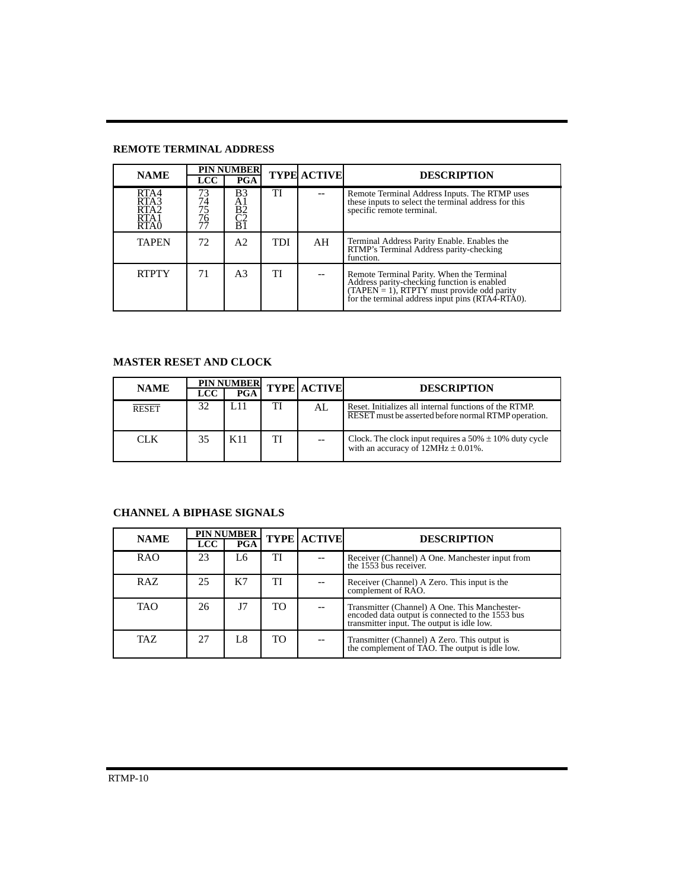## REMOTE TERMINAL ADDRESS

| NAME | PIN NUMBER | | TYPE | ACTIVE | DESCRIPTION |
|---|---|---|---|---|---|
| | LCC | PGA | | | |
| RTA4<br>RTA3<br>RTA2<br>RTA1<br>RTA0 | 73<br>74<br>75<br>76<br>77 | B3<br>A1<br>B2<br>C2<br>B1 | TI | -- | Remote Terminal Address Inputs. The RTMP uses these inputs to select the terminal address for this specific remote terminal. |
| TAPEN | 72 | A2 | TDI | AH | Terminal Address Parity Enable. Enables the RTMP's Terminal Address parity-checking function. |
| RTPTY | 71 | A3 | TI | -- | Remote Terminal Parity. When the Terminal Address parity-checking function is enabled (TAPEN = 1), RTPTY must provide odd parity for the terminal address input pins (RTA4-RTA0). |

## MASTER RESET AND CLOCK

| NAME | PIN NUMBER | | TYPE | ACTIVE | DESCRIPTION |
|---|---|---|---|---|---|
| | LCC | PGA | | | |
| $\overline{\text{RESET}}$ | 32 | L11 | TI | AL | Reset. Initializes all internal functions of the RTMP. $\overline{\text{RESET}}$ must be asserted before normal RTMP operation. |
| CLK | 35 | K11 | TI | -- | Clock. The clock input requires a 50% ± 10% duty cycle with an accuracy of 12MHz ± 0.01%. |

## CHANNEL A BIPHASE SIGNALS

| NAME | PIN NUMBER | | TYPE | ACTIVE | DESCRIPTION |
|---|---|---|---|---|---|
| | LCC | PGA | | | |
| RAO | 23 | L6 | TI | -- | Receiver (Channel) A One. Manchester input from the 1553 bus receiver. |
| RAZ | 25 | K7 | TI | -- | Receiver (Channel) A Zero. This input is the complement of RAO. |
| TAO | 26 | J7 | TO | -- | Transmitter (Channel) A One. This Manchester-encoded data output is connected to the 1553 bus transmitter input. The output is idle low. |
| TAZ | 27 | L8 | TO | -- | Transmitter (Channel) A Zero. This output is the complement of TAO. The output is idle low. |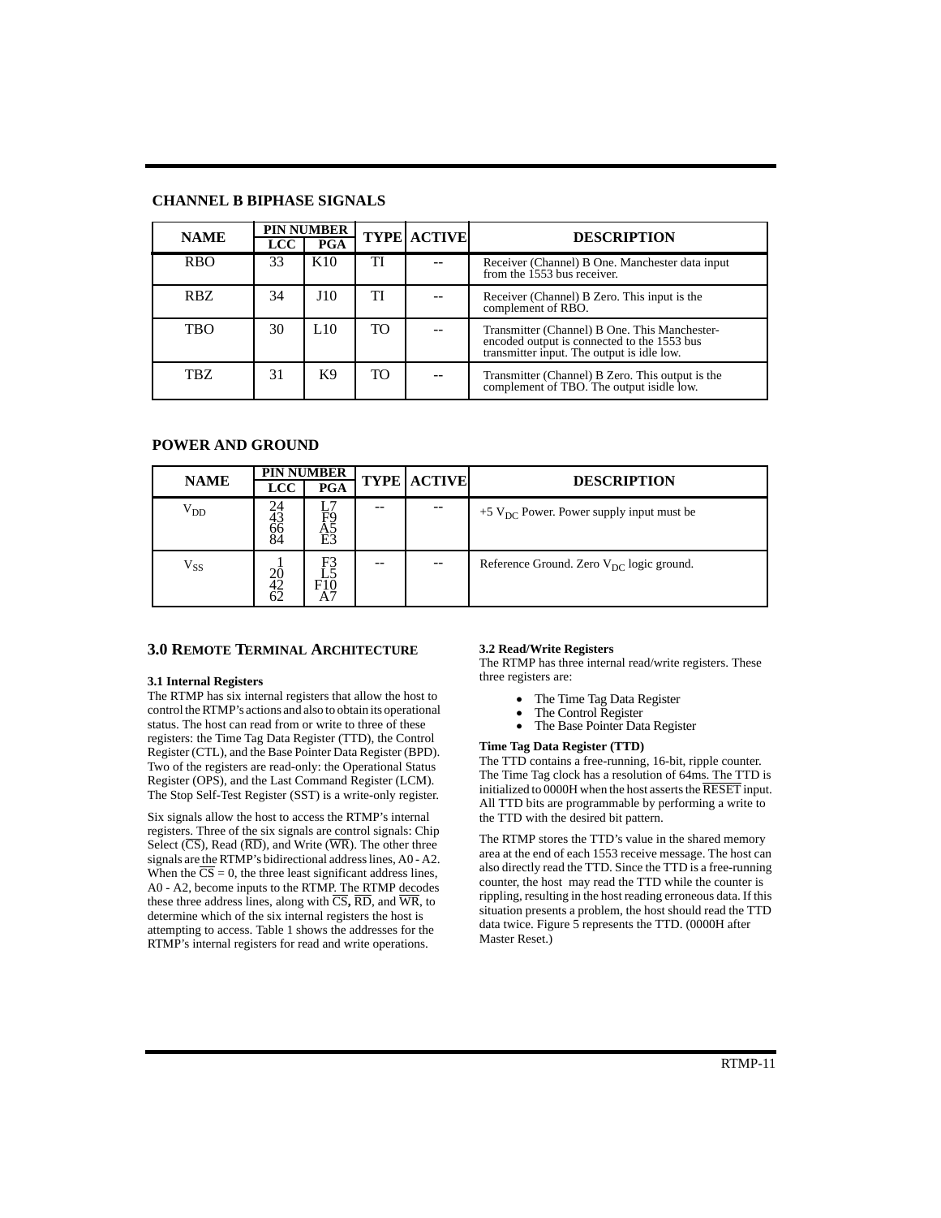## CHANNEL B BIPHASE SIGNALS

| NAME | PIN NUMBER | | TYPE | ACTIVE | DESCRIPTION |
|---|---|---|---|---|---|
| | LCC | PGA | | | |
| RBO | 33 | K10 | TI | -- | Receiver (Channel) B One. Manchester data input from the 1553 bus receiver. |
| RBZ | 34 | J10 | TI | -- | Receiver (Channel) B Zero. This input is the complement of RBO. |
| TBO | 30 | L10 | TO | -- | Transmitter (Channel) B One. This Manchester-encoded output is connected to the 1553 bus transmitter input. The output is idle low. |
| TBZ | 31 | K9 | TO | -- | Transmitter (Channel) B Zero. This output is the complement of TBO. The output isidle low. |

## POWER AND GROUND

| NAME | PIN NUMBER | | TYPE | ACTIVE | DESCRIPTION |
|---|---|---|---|---|---|
| | LCC | PGA | | | |
| $V_{DD}$ | 24<br>43<br>66<br>84 | L7<br>F9<br>A5<br>E3 | -- | -- | +5 $V_{DC}$ Power. Power supply input must be |
| $V_{SS}$ | 1<br>20<br>42<br>62 | F3<br>L5<br>F10<br>A7 | -- | -- | Reference Ground. Zero $V_{DC}$ logic ground. |

## 3.0 Remote Terminal Architecture

### 3.1 Internal Registers

The RTMP has six internal registers that allow the host to control the RTMP's actions and also to obtain its operational status. The host can read from or write to three of these registers: the Time Tag Data Register (TTD), the Control Register (CTL), and the Base Pointer Data Register (BPD). Two of the registers are read-only: the Operational Status Register (OPS), and the Last Command Register (LCM). The Stop Self-Test Register (SST) is a write-only register.

Six signals allow the host to access the RTMP's internal registers. Three of the six signals are control signals: Chip Select ($\overline{CS}$), Read ($\overline{RD}$), and Write ($\overline{WR}$). The other three signals are the RTMP's bidirectional address lines, A0 - A2. When the $\overline{CS}$ = 0, the three least significant address lines, A0 - A2, become inputs to the RTMP. The RTMP decodes these three address lines, along with $\overline{CS}$, $\overline{RD}$, and $\overline{WR}$, to determine which of the six internal registers the host is attempting to access. Table 1 shows the addresses for the RTMP's internal registers for read and write operations.

### 3.2 Read/Write Registers

The RTMP has three internal read/write registers. These three registers are:

- The Time Tag Data Register
- The Control Register
- The Base Pointer Data Register

**Time Tag Data Register (TTD)**

The TTD contains a free-running, 16-bit, ripple counter. The Time Tag clock has a resolution of 64ms. The TTD is initialized to 0000H when the host asserts the $\overline{RESET}$ input. All TTD bits are programmable by performing a write to the TTD with the desired bit pattern.

The RTMP stores the TTD's value in the shared memory area at the end of each 1553 receive message. The host can also directly read the TTD. Since the TTD is a free-running counter, the host may read the TTD while the counter is rippling, resulting in the host reading erroneous data. If this situation presents a problem, the host should read the TTD data twice. Figure 5 represents the TTD. (0000H after Master Reset.)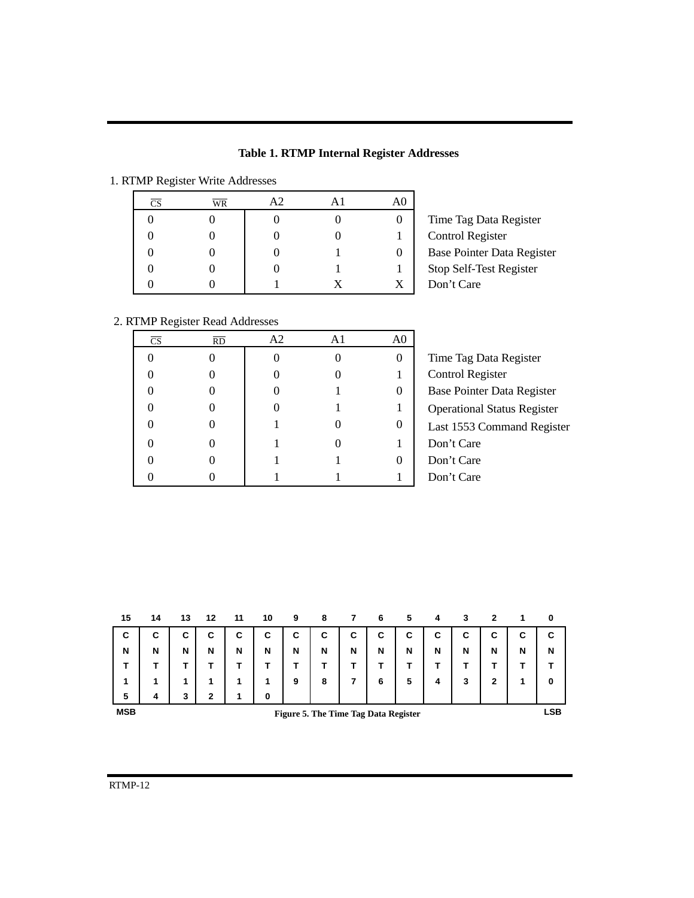**Table 1. RTMP Internal Register Addresses**

1. RTMP Register Write Addresses

| $\overline{CS}$ | $\overline{WR}$ | A2 | A1 | A0 | |
|---|---|---|---|---|---|
| 0 | 0 | 0 | 0 | 0 | Time Tag Data Register |
| 0 | 0 | 0 | 0 | 1 | Control Register |
| 0 | 0 | 0 | 1 | 0 | Base Pointer Data Register |
| 0 | 0 | 0 | 1 | 1 | Stop Self-Test Register |
| 0 | 0 | 1 | X | X | Don’t Care |

2. RTMP Register Read Addresses

| $\overline{CS}$ | $\overline{RD}$ | A2 | A1 | A0 | |
|---|---|---|---|---|---|
| 0 | 0 | 0 | 0 | 0 | Time Tag Data Register |
| 0 | 0 | 0 | 0 | 1 | Control Register |
| 0 | 0 | 0 | 1 | 0 | Base Pointer Data Register |
| 0 | 0 | 0 | 1 | 1 | Operational Status Register |
| 0 | 0 | 1 | 0 | 0 | Last 1553 Command Register |
| 0 | 0 | 1 | 0 | 1 | Don’t Care |
| 0 | 0 | 1 | 1 | 0 | Don’t Care |
| 0 | 0 | 1 | 1 | 1 | Don’t Care |

| 15 | 14 | 13 | 12 | 11 | 10 | 9 | 8 | 7 | 6 | 5 | 4 | 3 | 2 | 1 | 0 |
|---|---|---|---|---|---|---|---|---|---|---|---|---|---|---|---|
| CNT15 | CNT14 | CNT13 | CNT12 | CNT11 | CNT10 | CNT9 | CNT8 | CNT7 | CNT6 | CNT5 | CNT4 | CNT3 | CNT2 | CNT1 | CNT0 |
| MSB | | | | | | | | | | | | | | | LSB |

Figure 5. The Time Tag Data Register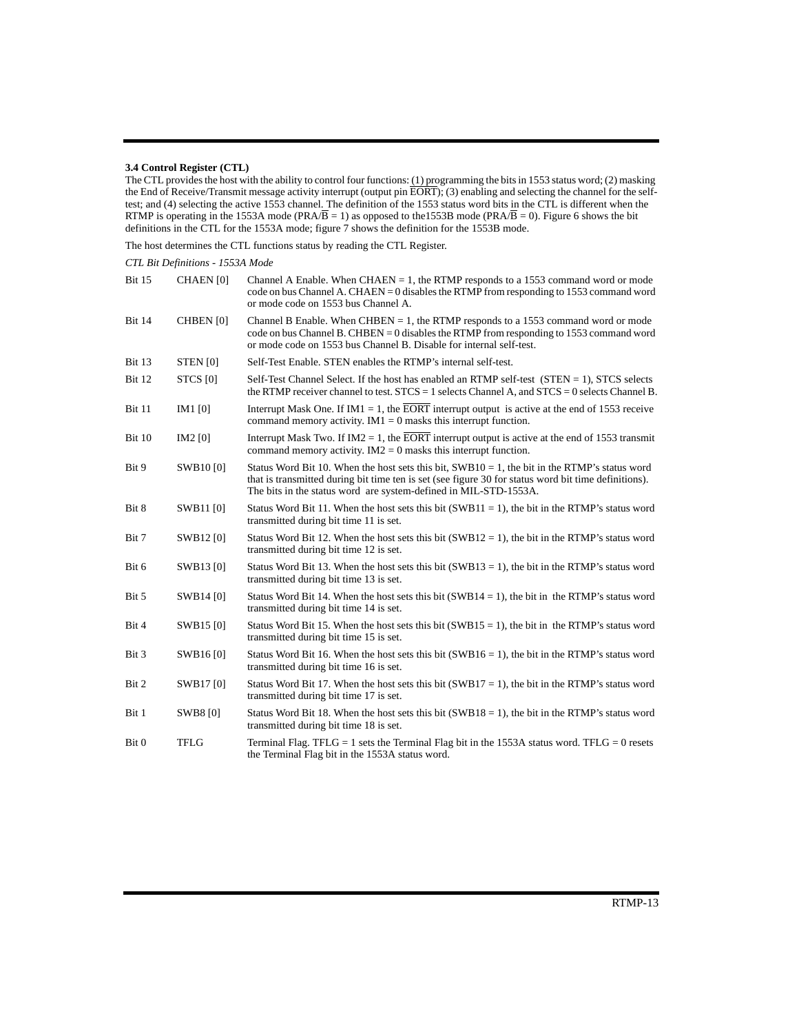### 3.4 Control Register (CTL)

The CTL provides the host with the ability to control four functions: (1) programming the bits in 1553 status word; (2) masking the End of Receive/Transmit message activity interrupt (output pin $\overline{\text{EORT}}$); (3) enabling and selecting the channel for the self-test; and (4) selecting the active 1553 channel. The definition of the 1553 status word bits in the CTL is different when the RTMP is operating in the 1553A mode (PRA/$\overline{\text{B}}$ = 1) as opposed to the1553B mode (PRA/$\overline{\text{B}}$ = 0). Figure 6 shows the bit definitions in the CTL for the 1553A mode; figure 7 shows the definition for the 1553B mode.

The host determines the CTL functions status by reading the CTL Register.

*CTL Bit Definitions - 1553A Mode*

| Bit | Name | Description |
|---|---|---|
| Bit 15 | CHAEN [0] | Channel A Enable. When CHAEN = 1, the RTMP responds to a 1553 command word or mode code on bus Channel A. CHAEN = 0 disables the RTMP from responding to 1553 command word or mode code on 1553 bus Channel A. |
| Bit 14 | CHBEN [0] | Channel B Enable. When CHBEN = 1, the RTMP responds to a 1553 command word or mode code on bus Channel B. CHBEN = 0 disables the RTMP from responding to 1553 command word or mode code on 1553 bus Channel B. Disable for internal self-test. |
| Bit 13 | STEN [0] | Self-Test Enable. STEN enables the RTMP's internal self-test. |
| Bit 12 | STCS [0] | Self-Test Channel Select. If the host has enabled an RTMP self-test (STEN = 1), STCS selects the RTMP receiver channel to test. STCS = 1 selects Channel A, and STCS = 0 selects Channel B. |
| Bit 11 | IM1 [0] | Interrupt Mask One. If IM1 = 1, the $\overline{\text{EORT}}$ interrupt output is active at the end of 1553 receive command memory activity. IM1 = 0 masks this interrupt function. |
| Bit 10 | IM2 [0] | Interrupt Mask Two. If IM2 = 1, the $\overline{\text{EORT}}$ interrupt output is active at the end of 1553 transmit command memory activity. IM2 = 0 masks this interrupt function. |
| Bit 9 | SWB10 [0] | Status Word Bit 10. When the host sets this bit, SWB10 = 1, the bit in the RTMP's status word that is transmitted during bit time ten is set (see figure 30 for status word bit time definitions). The bits in the status word are system-defined in MIL-STD-1553A. |
| Bit 8 | SWB11 [0] | Status Word Bit 11. When the host sets this bit (SWB11 = 1), the bit in the RTMP's status word transmitted during bit time 11 is set. |
| Bit 7 | SWB12 [0] | Status Word Bit 12. When the host sets this bit (SWB12 = 1), the bit in the RTMP's status word transmitted during bit time 12 is set. |
| Bit 6 | SWB13 [0] | Status Word Bit 13. When the host sets this bit (SWB13 = 1), the bit in the RTMP's status word transmitted during bit time 13 is set. |
| Bit 5 | SWB14 [0] | Status Word Bit 14. When the host sets this bit (SWB14 = 1), the bit in the RTMP's status word transmitted during bit time 14 is set. |
| Bit 4 | SWB15 [0] | Status Word Bit 15. When the host sets this bit (SWB15 = 1), the bit in the RTMP's status word transmitted during bit time 15 is set. |
| Bit 3 | SWB16 [0] | Status Word Bit 16. When the host sets this bit (SWB16 = 1), the bit in the RTMP's status word transmitted during bit time 16 is set. |
| Bit 2 | SWB17 [0] | Status Word Bit 17. When the host sets this bit (SWB17 = 1), the bit in the RTMP's status word transmitted during bit time 17 is set. |
| Bit 1 | SWB8 [0] | Status Word Bit 18. When the host sets this bit (SWB18 = 1), the bit in the RTMP's status word transmitted during bit time 18 is set. |
| Bit 0 | TFLG | Terminal Flag. TFLG = 1 sets the Terminal Flag bit in the 1553A status word. TFLG = 0 resets the Terminal Flag bit in the 1553A status word. |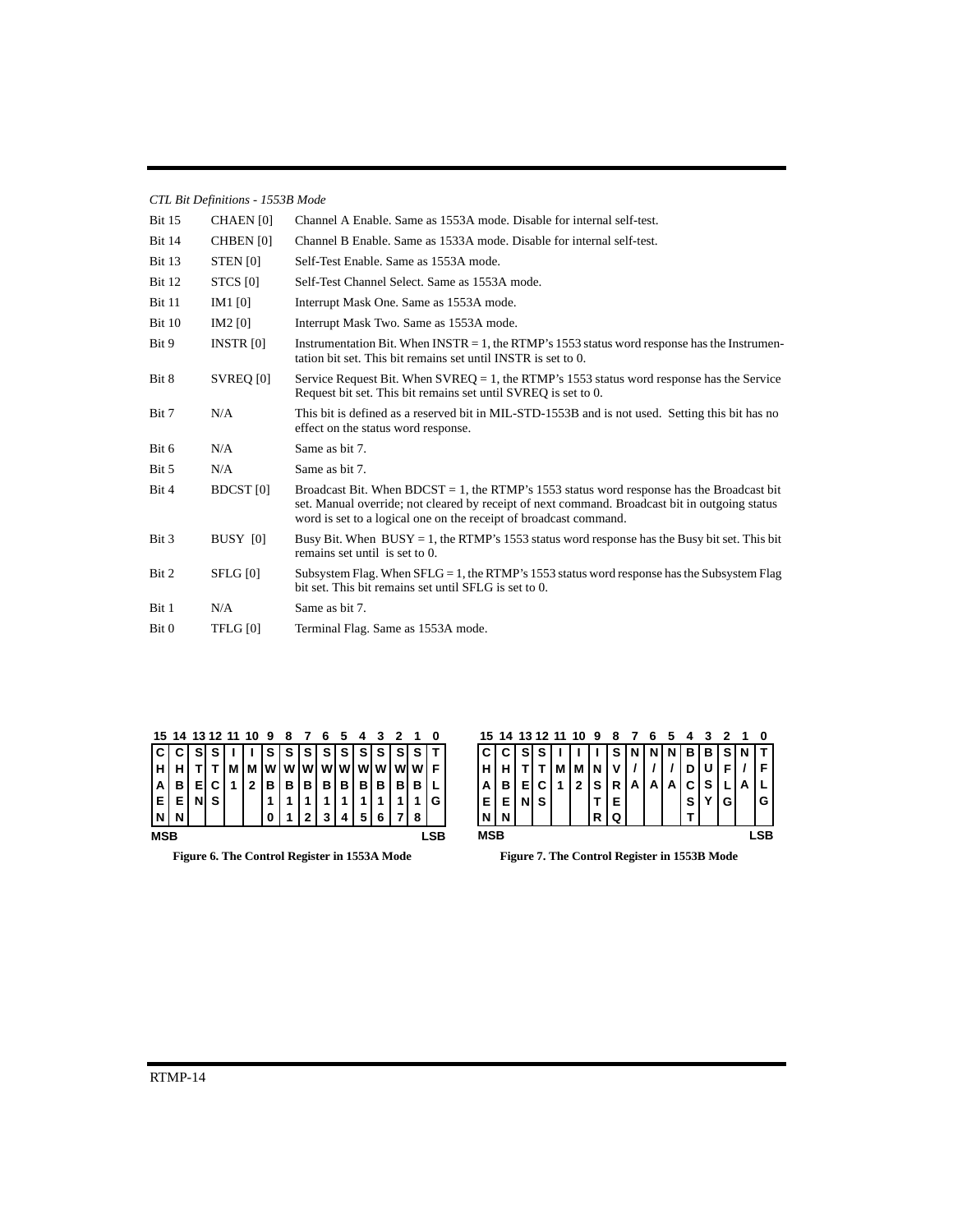*CTL Bit Definitions - 1553B Mode*

| | | |
|---|---|---|
| Bit 15 | CHAEN [0] | Channel A Enable. Same as 1553A mode. Disable for internal self-test. |
| Bit 14 | CHBEN [0] | Channel B Enable. Same as 1533A mode. Disable for internal self-test. |
| Bit 13 | STEN [0] | Self-Test Enable. Same as 1553A mode. |
| Bit 12 | STCS [0] | Self-Test Channel Select. Same as 1553A mode. |
| Bit 11 | IM1 [0] | Interrupt Mask One. Same as 1553A mode. |
| Bit 10 | IM2 [0] | Interrupt Mask Two. Same as 1553A mode. |
| Bit 9 | INSTR [0] | Instrumentation Bit. When INSTR = 1, the RTMP's 1553 status word response has the Instrumentation bit set. This bit remains set until INSTR is set to 0. |
| Bit 8 | SVREQ [0] | Service Request Bit. When SVREQ = 1, the RTMP's 1553 status word response has the Service Request bit set. This bit remains set until SVREQ is set to 0. |
| Bit 7 | N/A | This bit is defined as a reserved bit in MIL-STD-1553B and is not used. Setting this bit has no effect on the status word response. |
| Bit 6 | N/A | Same as bit 7. |
| Bit 5 | N/A | Same as bit 7. |
| Bit 4 | BDCST [0] | Broadcast Bit. When BDCST = 1, the RTMP's 1553 status word response has the Broadcast bit set. Manual override; not cleared by receipt of next command. Broadcast bit in outgoing status word is set to a logical one on the receipt of broadcast command. |
| Bit 3 | BUSY [0] | Busy Bit. When BUSY = 1, the RTMP's 1553 status word response has the Busy bit set. This bit remains set until is set to 0. |
| Bit 2 | SFLG [0] | Subsystem Flag. When SFLG = 1, the RTMP's 1553 status word response has the Subsystem Flag bit set. This bit remains set until SFLG is set to 0. |
| Bit 1 | N/A | Same as bit 7. |
| Bit 0 | TFLG [0] | Terminal Flag. Same as 1553A mode. |

| 15 | 14 | 13 | 12 | 11 | 10 | 9 | 8 | 7 | 6 | 5 | 4 | 3 | 2 | 1 | 0 |
|---|---|---|---|---|---|---|---|---|---|---|---|---|---|---|---|
| CHAEN | CHBEN | STEN | STCS | IM1 | IM2 | SWB10 | SWB11 | SWB12 | SWB13 | SWB14 | SWB15 | SWB16 | SWB17 | SWB18 | TFLG |

MSB ... LSB

**Figure 6. The Control Register in 1553A Mode**

| 15 | 14 | 13 | 12 | 11 | 10 | 9 | 8 | 7 | 6 | 5 | 4 | 3 | 2 | 1 | 0 |
|---|---|---|---|---|---|---|---|---|---|---|---|---|---|---|---|
| CHAEN | CHBEN | STEN | STCS | IM1 | IM2 | INSTR | SVREQ | N/A | N/A | N/A | BDCST | BUSY | SFLG | N/A | TFLG |

MSB ... LSB

**Figure 7. The Control Register in 1553B Mode**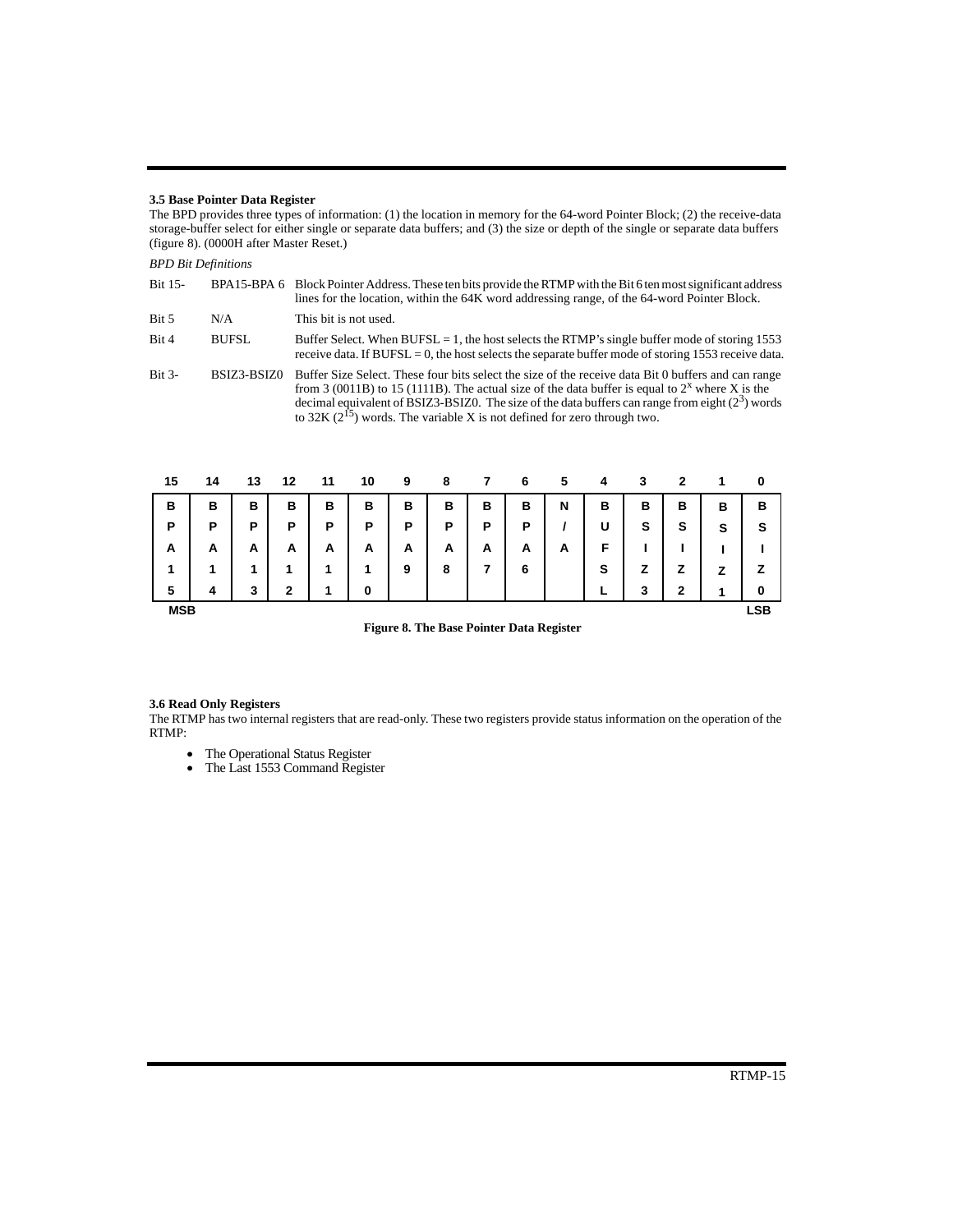### 3.5 Base Pointer Data Register

The BPD provides three types of information: (1) the location in memory for the 64-word Pointer Block; (2) the receive-data storage-buffer select for either single or separate data buffers; and (3) the size or depth of the single or separate data buffers (figure 8). (0000H after Master Reset.)

*BPD Bit Definitions*

| | | |
|---|---|---|
| Bit 15- | BPA15-BPA 6 | Block Pointer Address. These ten bits provide the RTMP with the Bit 6 ten most significant address lines for the location, within the 64K word addressing range, of the 64-word Pointer Block. |
| Bit 5 | N/A | This bit is not used. |
| Bit 4 | BUFSL | Buffer Select. When BUFSL = 1, the host selects the RTMP's single buffer mode of storing 1553 receive data. If BUFSL = 0, the host selects the separate buffer mode of storing 1553 receive data. |
| Bit 3- | BSIZ3-BSIZ0 | Buffer Size Select. These four bits select the size of the receive data Bit 0 buffers and can range from 3 (0011B) to 15 (1111B). The actual size of the data buffer is equal to $2^x$ where X is the decimal equivalent of BSIZ3-BSIZ0. The size of the data buffers can range from eight ($2^3$) words to 32K ($2^{15}$) words. The variable X is not defined for zero through two. |

| 15 | 14 | 13 | 12 | 11 | 10 | 9 | 8 | 7 | 6 | 5 | 4 | 3 | 2 | 1 | 0 |
|---|---|---|---|---|---|---|---|---|---|---|---|---|---|---|---|
| BPA15 | BPA14 | BPA13 | BPA12 | BPA11 | BPA10 | BPA9 | BPA8 | BPA7 | BPA6 | N/A | BUFSL | BSIZ3 | BSIZ2 | BSIZ1 | BSIZ0 |
| MSB | | | | | | | | | | | | | | | LSB |

**Figure 8. The Base Pointer Data Register**

### 3.6 Read Only Registers

The RTMP has two internal registers that are read-only. These two registers provide status information on the operation of the RTMP:

- The Operational Status Register
- The Last 1553 Command Register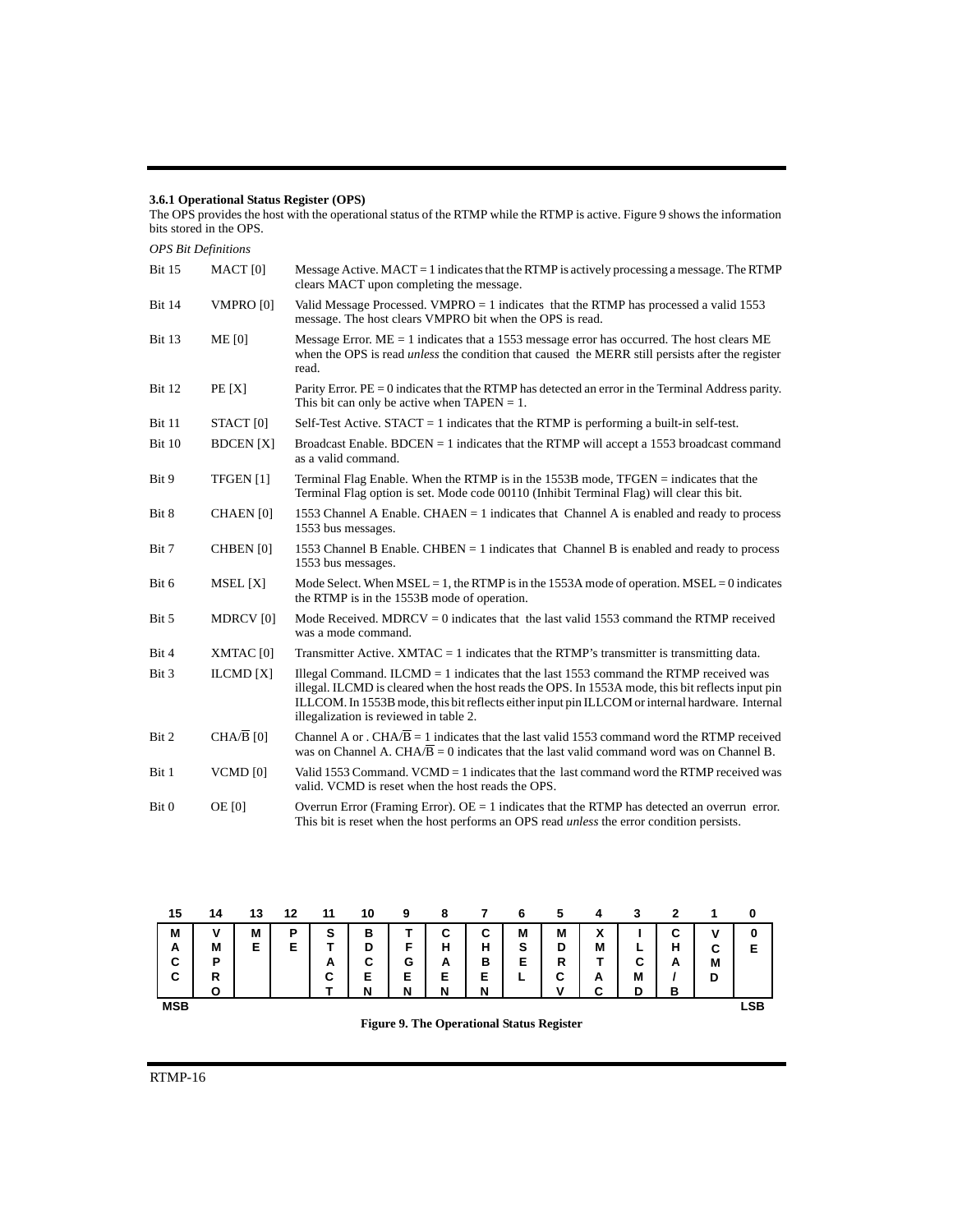### 3.6.1 Operational Status Register (OPS)

The OPS provides the host with the operational status of the RTMP while the RTMP is active. Figure 9 shows the information bits stored in the OPS.

*OPS Bit Definitions*

| | | |
|---|---|---|
| Bit 15 | MACT [0] | Message Active. MACT = 1 indicates that the RTMP is actively processing a message. The RTMP clears MACT upon completing the message. |
| Bit 14 | VMPRO [0] | Valid Message Processed. VMPRO = 1 indicates that the RTMP has processed a valid 1553 message. The host clears VMPRO bit when the OPS is read. |
| Bit 13 | ME [0] | Message Error. ME = 1 indicates that a 1553 message error has occurred. The host clears ME when the OPS is read *unless* the condition that caused the MERR still persists after the register read. |
| Bit 12 | PE [X] | Parity Error. PE = 0 indicates that the RTMP has detected an error in the Terminal Address parity. This bit can only be active when TAPEN = 1. |
| Bit 11 | STACT [0] | Self-Test Active. STACT = 1 indicates that the RTMP is performing a built-in self-test. |
| Bit 10 | BDCEN [X] | Broadcast Enable. BDCEN = 1 indicates that the RTMP will accept a 1553 broadcast command as a valid command. |
| Bit 9 | TFGEN [1] | Terminal Flag Enable. When the RTMP is in the 1553B mode, TFGEN = indicates that the Terminal Flag option is set. Mode code 00110 (Inhibit Terminal Flag) will clear this bit. |
| Bit 8 | CHAEN [0] | 1553 Channel A Enable. CHAEN = 1 indicates that Channel A is enabled and ready to process 1553 bus messages. |
| Bit 7 | CHBEN [0] | 1553 Channel B Enable. CHBEN = 1 indicates that Channel B is enabled and ready to process 1553 bus messages. |
| Bit 6 | MSEL [X] | Mode Select. When MSEL = 1, the RTMP is in the 1553A mode of operation. MSEL = 0 indicates the RTMP is in the 1553B mode of operation. |
| Bit 5 | MDRCV [0] | Mode Received. MDRCV = 0 indicates that the last valid 1553 command the RTMP received was a mode command. |
| Bit 4 | XMTAC [0] | Transmitter Active. XMTAC = 1 indicates that the RTMP's transmitter is transmitting data. |
| Bit 3 | ILCMD [X] | Illegal Command. ILCMD = 1 indicates that the last 1553 command the RTMP received was illegal. ILCMD is cleared when the host reads the OPS. In 1553A mode, this bit reflects input pin ILLCOM. In 1553B mode, this bit reflects either input pin ILLCOM or internal hardware. Internal illegalization is reviewed in table 2. |
| Bit 2 | CHA/$\overline{B}$ [0] | Channel A or . CHA/$\overline{B}$ = 1 indicates that the last valid 1553 command word the RTMP received was on Channel A. CHA/$\overline{B}$ = 0 indicates that the last valid command word was on Channel B. |
| Bit 1 | VCMD [0] | Valid 1553 Command. VCMD = 1 indicates that the last command word the RTMP received was valid. VCMD is reset when the host reads the OPS. |
| Bit 0 | OE [0] | Overrun Error (Framing Error). OE = 1 indicates that the RTMP has detected an overrun error. This bit is reset when the host performs an OPS read *unless* the error condition persists. |

| 15 | 14 | 13 | 12 | 11 | 10 | 9 | 8 | 7 | 6 | 5 | 4 | 3 | 2 | 1 | 0 |
|---|---|---|---|---|---|---|---|---|---|---|---|---|---|---|---|
| MACT | VMPRO | ME | PE | STACT | BDCEN | TFGEN | CHAEN | CHBEN | MSEL | MDRCV | XMTAC | ILCMD | CHA/B | VCMD | OE |
| MSB | | | | | | | | | | | | | | | LSB |

**Figure 9. The Operational Status Register**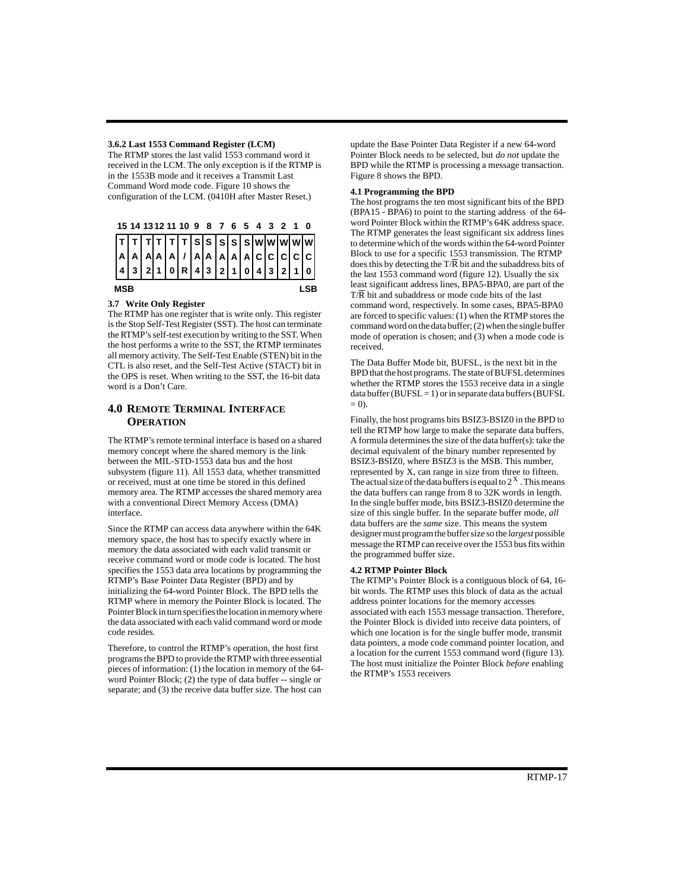#### 3.6.2 Last 1553 Command Register (LCM)

The RTMP stores the last valid 1553 command word it received in the LCM. The only exception is if the RTMP is in the 1553B mode and it receives a Transmit Last Command Word mode code. Figure 10 shows the configuration of the LCM. (0410H after Master Reset.)

| 15 | 14 | 13 | 12 | 11 | 10 | 9 | 8 | 7 | 6 | 5 | 4 | 3 | 2 | 1 | 0 |
|---|---|---|---|---|---|---|---|---|---|---|---|---|---|---|---|
| TA4 | TA3 | TA2 | TA1 | TA0 | T/R | SA4 | SA3 | SA2 | SA1 | SA0 | WC4 | WC3 | WC2 | WC1 | WC0 |

MSB LSB

#### 3.7 Write Only Register

The RTMP has one register that is write only. This register is the Stop Self-Test Register (SST). The host can terminate the RTMP's self-test execution by writing to the SST. When the host performs a write to the SST, the RTMP terminates all memory activity. The Self-Test Enable (STEN) bit in the CTL is also reset, and the Self-Test Active (STACT) bit in the OPS is reset. When writing to the SST, the 16-bit data word is a Don't Care.

## 4.0 Remote Terminal Interface Operation

The RTMP's remote terminal interface is based on a shared memory concept where the shared memory is the link between the MIL-STD-1553 data bus and the host subsystem (figure 11). All 1553 data, whether transmitted or received, must at one time be stored in this defined memory area. The RTMP accesses the shared memory area with a conventional Direct Memory Access (DMA) interface.

Since the RTMP can access data anywhere within the 64K memory space, the host has to specify exactly where in memory the data associated with each valid transmit or receive command word or mode code is located. The host specifies the 1553 data area locations by programming the RTMP's Base Pointer Data Register (BPD) and by initializing the 64-word Pointer Block. The BPD tells the RTMP where in memory the Pointer Block is located. The Pointer Block in turn specifies the location in memory where the data associated with each valid command word or mode code resides.

Therefore, to control the RTMP's operation, the host first programs the BPD to provide the RTMP with three essential pieces of information: (1) the location in memory of the 64-word Pointer Block; (2) the type of data buffer -- single or separate; and (3) the receive data buffer size. The host can update the Base Pointer Data Register if a new 64-word Pointer Block needs to be selected, but *do not* update the BPD while the RTMP is processing a message transaction. Figure 8 shows the BPD.

### 4.1 Programming the BPD

The host programs the ten most significant bits of the BPD (BPA15 - BPA6) to point to the starting address of the 64-word Pointer Block within the RTMP's 64K address space. The RTMP generates the least significant six address lines to determine which of the words within the 64-word Pointer Block to use for a specific 1553 transmission. The RTMP does this by detecting the T/$\overline{R}$ bit and the subaddress bits of the last 1553 command word (figure 12). Usually the six least significant address lines, BPA5-BPA0, are part of the T/$\overline{R}$ bit and subaddress or mode code bits of the last command word, respectively. In some cases, BPA5-BPA0 are forced to specific values: (1) when the RTMP stores the command word on the data buffer; (2) when the single buffer mode of operation is chosen; and (3) when a mode code is received.

The Data Buffer Mode bit, BUFSL, is the next bit in the BPD that the host programs. The state of BUFSL determines whether the RTMP stores the 1553 receive data in a single data buffer (BUFSL = 1) or in separate data buffers (BUFSL = 0).

Finally, the host programs bits BSIZ3-BSIZ0 in the BPD to tell the RTMP how large to make the separate data buffers. A formula determines the size of the data buffer(s): take the decimal equivalent of the binary number represented by BSIZ3-BSIZ0, where BSIZ3 is the MSB. This number, represented by X, can range in size from three to fifteen. The actual size of the data buffers is equal to $2^X$. This means the data buffers can range from 8 to 32K words in length. In the single buffer mode, bits BSIZ3-BSIZ0 determine the size of this single buffer. In the separate buffer mode, *all* data buffers are the *same* size. This means the system designer must program the buffer size so the *largest* possible message the RTMP can receive over the 1553 bus fits within the programmed buffer size.

### 4.2 RTMP Pointer Block

The RTMP's Pointer Block is a contiguous block of 64, 16-bit words. The RTMP uses this block of data as the actual address pointer locations for the memory accesses associated with each 1553 message transaction. Therefore, the Pointer Block is divided into receive data pointers, of which one location is for the single buffer mode, transmit data pointers, a mode code command pointer location, and a location for the current 1553 command word (figure 13). The host must initialize the Pointer Block *before* enabling the RTMP's 1553 receivers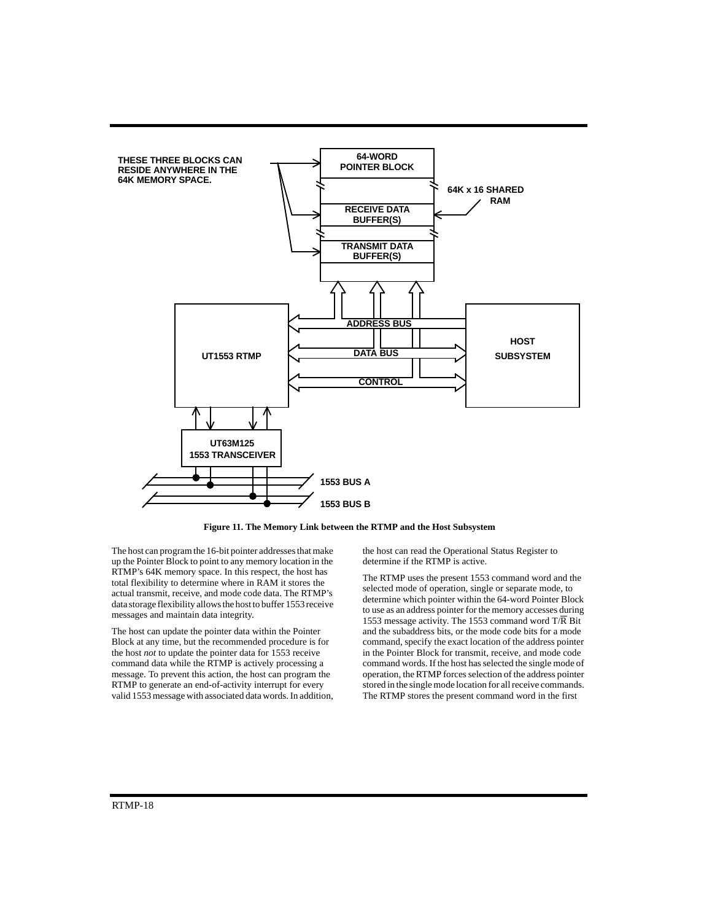Figure 11. The Memory Link between the RTMP and the Host Subsystem

The host can program the 16-bit pointer addresses that make up the Pointer Block to point to any memory location in the RTMP's 64K memory space. In this respect, the host has total flexibility to determine where in RAM it stores the actual transmit, receive, and mode code data. The RTMP's data storage flexibility allows the host to buffer 1553 receive messages and maintain data integrity.

The host can update the pointer data within the Pointer Block at any time, but the recommended procedure is for the host *not* to update the pointer data for 1553 receive command data while the RTMP is actively processing a message. To prevent this action, the host can program the RTMP to generate an end-of-activity interrupt for every valid 1553 message with associated data words. In addition, the host can read the Operational Status Register to determine if the RTMP is active.

The RTMP uses the present 1553 command word and the selected mode of operation, single or separate mode, to determine which pointer within the 64-word Pointer Block to use as an address pointer for the memory accesses during 1553 message activity. The 1553 command word T/$\overline{R}$ Bit and the subaddress bits, or the mode code bits for a mode command, specify the exact location of the address pointer in the Pointer Block for transmit, receive, and mode code command words. If the host has selected the single mode of operation, the RTMP forces selection of the address pointer stored in the single mode location for all receive commands. The RTMP stores the present command word in the first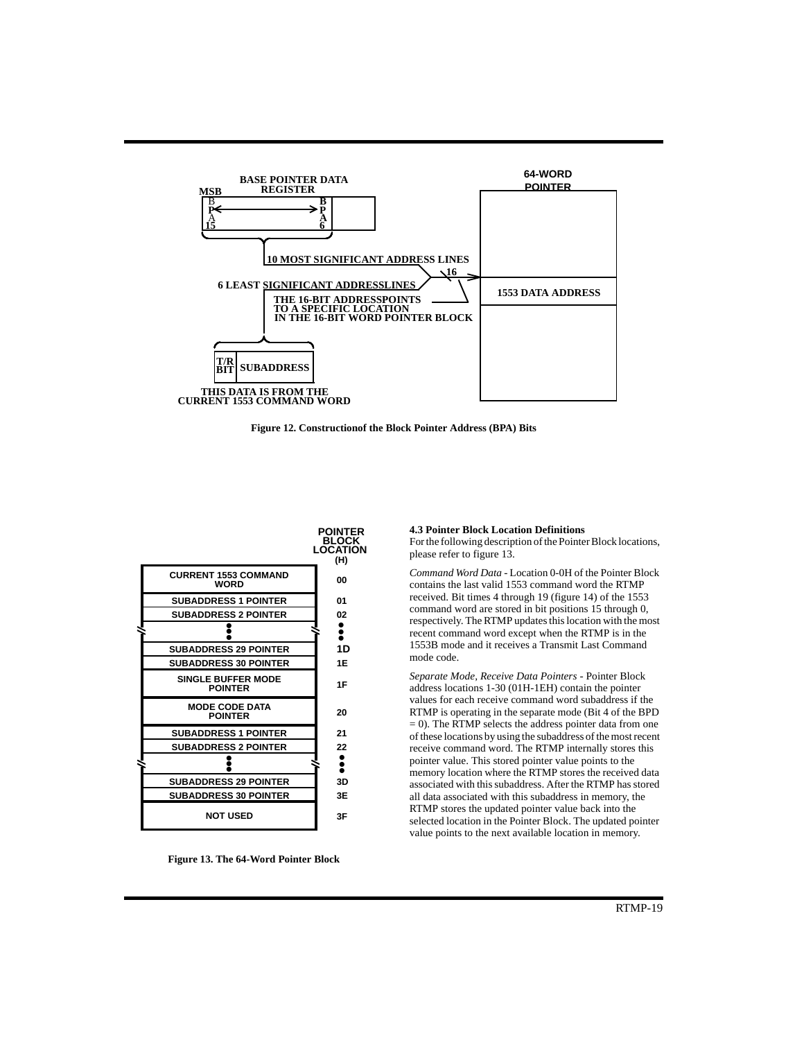BASE POINTER DATA REGISTER

MSB

BPA 15 ... BPA 6

10 MOST SIGNIFICANT ADDRESS LINES

16

6 LEAST SIGNIFICANT ADDRESSLINES

THE 16-BIT ADDRESSPOINTS TO A SPECIFIC LOCATION IN THE 16-BIT WORD POINTER BLOCK

T/R BIT | SUBADDRESS

THIS DATA IS FROM THE CURRENT 1553 COMMAND WORD

64-WORD POINTER

1553 DATA ADDRESS

**Figure 12. Constructionof the Block Pointer Address (BPA) Bits**

| | POINTER BLOCK LOCATION (H) |
|---|---|
| CURRENT 1553 COMMAND WORD | 00 |
| SUBADDRESS 1 POINTER | 01 |
| SUBADDRESS 2 POINTER | 02 |
| ⋮ | ⋮ |
| SUBADDRESS 29 POINTER | 1D |
| SUBADDRESS 30 POINTER | 1E |
| SINGLE BUFFER MODE POINTER | 1F |
| MODE CODE DATA POINTER | 20 |
| SUBADDRESS 1 POINTER | 21 |
| SUBADDRESS 2 POINTER | 22 |
| ⋮ | ⋮ |
| SUBADDRESS 29 POINTER | 3D |
| SUBADDRESS 30 POINTER | 3E |
| NOT USED | 3F |

**Figure 13. The 64-Word Pointer Block**

**4.3 Pointer Block Location Definitions**

For the following description of the Pointer Block locations, please refer to figure 13.

*Command Word Data* - Location 0-0H of the Pointer Block contains the last valid 1553 command word the RTMP received. Bit times 4 through 19 (figure 14) of the 1553 command word are stored in bit positions 15 through 0, respectively. The RTMP updates this location with the most recent command word except when the RTMP is in the 1553B mode and it receives a Transmit Last Command mode code.

*Separate Mode, Receive Data Pointers* - Pointer Block address locations 1-30 (01H-1EH) contain the pointer values for each receive command word subaddress if the RTMP is operating in the separate mode (Bit 4 of the BPD = 0). The RTMP selects the address pointer data from one of these locations by using the subaddress of the most recent receive command word. The RTMP internally stores this pointer value. This stored pointer value points to the memory location where the RTMP stores the received data associated with this subaddress. After the RTMP has stored all data associated with this subaddress in memory, the RTMP stores the updated pointer value back into the selected location in the Pointer Block. The updated pointer value points to the next available location in memory.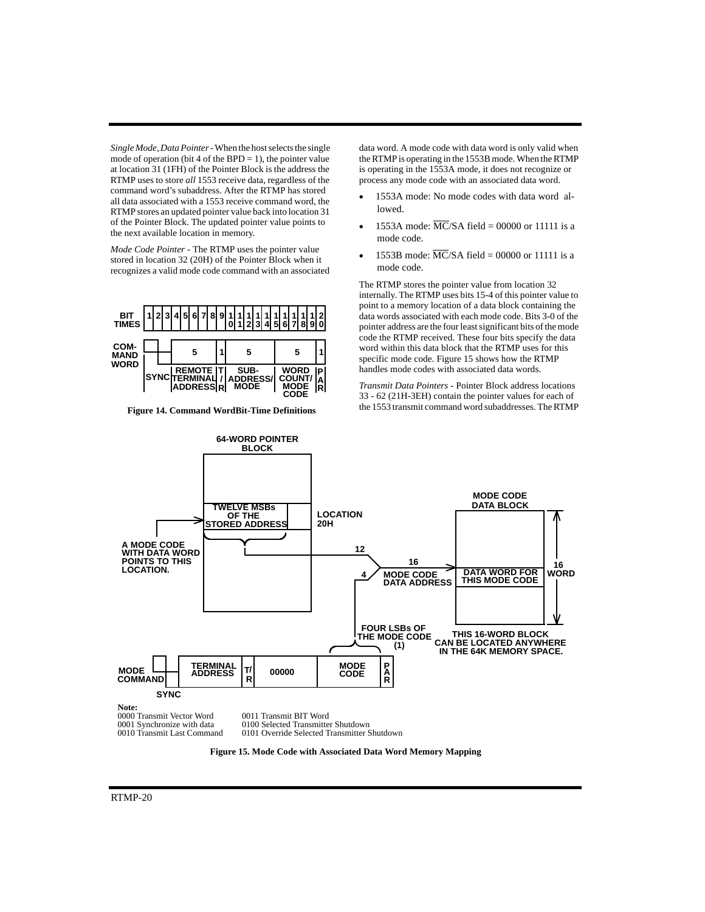*Single Mode, Data Pointer* - When the host selects the single mode of operation (bit 4 of the BPD = 1), the pointer value at location 31 (1FH) of the Pointer Block is the address the RTMP uses to store *all* 1553 receive data, regardless of the command word's subaddress. After the RTMP has stored all data associated with a 1553 receive command word, the RTMP stores an updated pointer value back into location 31 of the Pointer Block. The updated pointer value points to the next available location in memory.

*Mode Code Pointer* - The RTMP uses the pointer value stored in location 32 (20H) of the Pointer Block when it recognizes a valid mode code command with an associated data word. A mode code with data word is only valid when the RTMP is operating in the 1553B mode. When the RTMP is operating in the 1553A mode, it does not recognize or process any mode code with an associated data word.

- 1553A mode: No mode codes with data word allowed.
- 1553A mode: $\overline{\text{MC}}$/SA field = 00000 or 11111 is a mode code.
- 1553B mode: $\overline{\text{MC}}$/SA field = 00000 or 11111 is a mode code.

| BIT TIMES | 1 | 2 | 3 | 4 | 5 | 6 | 7 | 8 | 9 | 10 | 11 | 12 | 13 | 14 | 15 | 16 | 17 | 18 | 19 | 20 |
|---|---|---|---|---|---|---|---|---|---|---|---|---|---|---|---|---|---|---|---|---|
| COMMAND WORD | SYNC | | | REMOTE TERMINAL ADDRESS (5) | | | | | T/R (1) | SUB-ADDRESS/MODE (5) | | | | | WORD COUNT/MODE CODE (5) | | | | | PAR (1) |

**Figure 14. Command WordBit-Time Definitions**

The RTMP stores the pointer value from location 32 internally. The RTMP uses bits 15-4 of this pointer value to point to a memory location of a data block containing the data words associated with each mode code. Bits 3-0 of the pointer address are the four least significant bits of the mode code the RTMP received. These four bits specify the data word within this data block that the RTMP uses for this specific mode code. Figure 15 shows how the RTMP handles mode codes with associated data words.

*Transmit Data Pointers* - Pointer Block address locations 33 - 62 (21H-3EH) contain the pointer values for each of the 1553 transmit command word subaddresses. The RTMP

64-WORD POINTER BLOCK

TWELVE MSBs OF THE STORED ADDRESS — LOCATION 20H

A MODE CODE WITH DATA WORD POINTS TO THIS LOCATION.

12 + 4 → 16 MODE CODE DATA ADDRESS

MODE CODE DATA BLOCK: DATA WORD FOR THIS MODE CODE (16 WORD)

THIS 16-WORD BLOCK CAN BE LOCATED ANYWHERE IN THE 64K MEMORY SPACE.

FOUR LSBs OF THE MODE CODE (1)

MODE COMMAND: SYNC | TERMINAL ADDRESS | T/R | 00000 | MODE CODE | PAR

**Note:**
0000 Transmit Vector Word
0001 Synchronize with data
0010 Transmit Last Command
0011 Transmit BIT Word
0100 Selected Transmitter Shutdown
0101 Override Selected Transmitter Shutdown

**Figure 15. Mode Code with Associated Data Word Memory Mapping**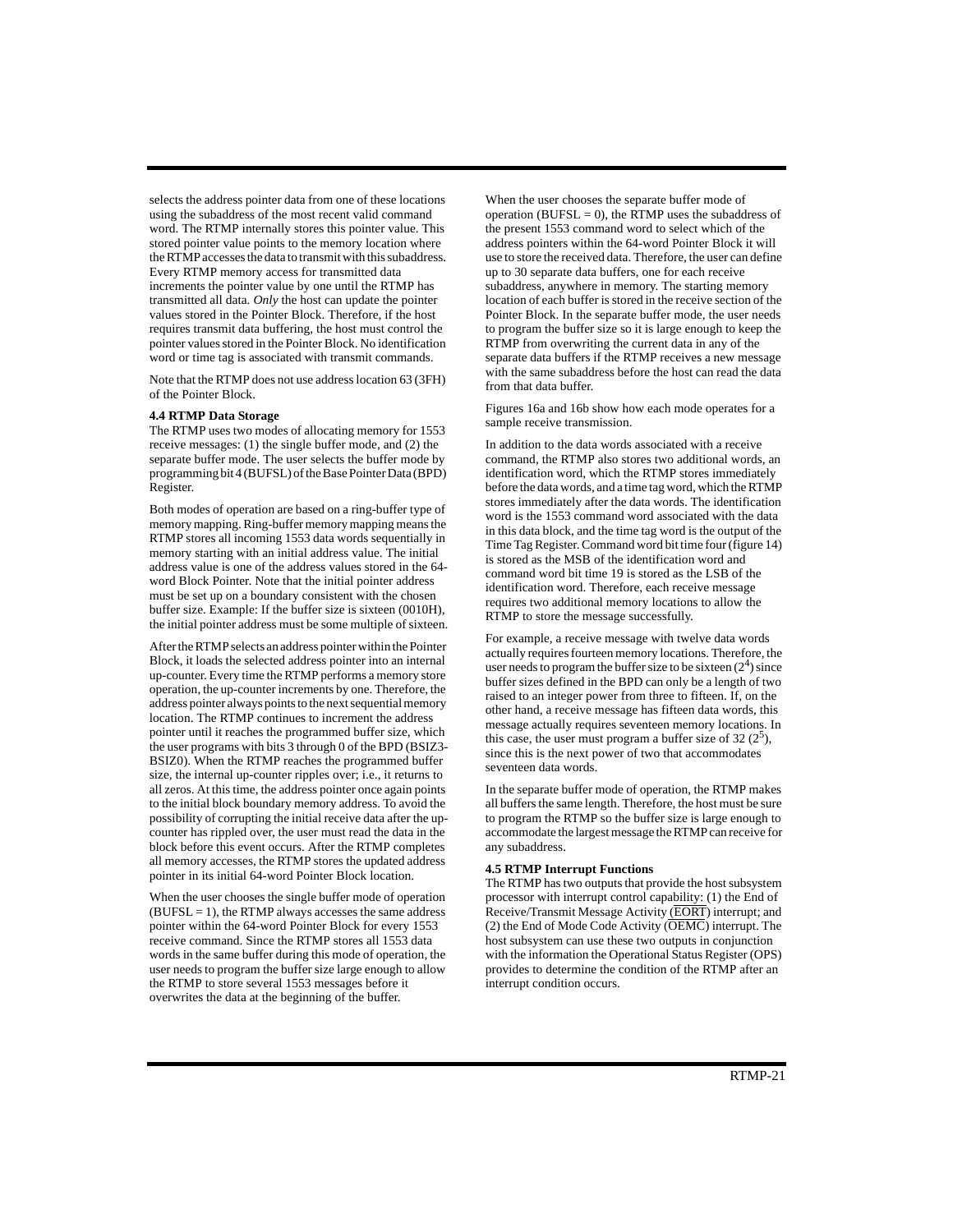selects the address pointer data from one of these locations using the subaddress of the most recent valid command word. The RTMP internally stores this pointer value. This stored pointer value points to the memory location where the RTMP accesses the data to transmit with this subaddress. Every RTMP memory access for transmitted data increments the pointer value by one until the RTMP has transmitted all data. *Only* the host can update the pointer values stored in the Pointer Block. Therefore, if the host requires transmit data buffering, the host must control the pointer values stored in the Pointer Block. No identification word or time tag is associated with transmit commands.

Note that the RTMP does not use address location 63 (3FH) of the Pointer Block.

**4.4 RTMP Data Storage**

The RTMP uses two modes of allocating memory for 1553 receive messages: (1) the single buffer mode, and (2) the separate buffer mode. The user selects the buffer mode by programming bit 4 (BUFSL) of the Base Pointer Data (BPD) Register.

Both modes of operation are based on a ring-buffer type of memory mapping. Ring-buffer memory mapping means the RTMP stores all incoming 1553 data words sequentially in memory starting with an initial address value. The initial address value is one of the address values stored in the 64-word Block Pointer. Note that the initial pointer address must be set up on a boundary consistent with the chosen buffer size. Example: If the buffer size is sixteen (0010H), the initial pointer address must be some multiple of sixteen.

After the RTMP selects an address pointer within the Pointer Block, it loads the selected address pointer into an internal up-counter. Every time the RTMP performs a memory store operation, the up-counter increments by one. Therefore, the address pointer always points to the next sequential memory location. The RTMP continues to increment the address pointer until it reaches the programmed buffer size, which the user programs with bits 3 through 0 of the BPD (BSIZ3-BSIZ0). When the RTMP reaches the programmed buffer size, the internal up-counter ripples over; i.e., it returns to all zeros. At this time, the address pointer once again points to the initial block boundary memory address. To avoid the possibility of corrupting the initial receive data after the up-counter has rippled over, the user must read the data in the block before this event occurs. After the RTMP completes all memory accesses, the RTMP stores the updated address pointer in its initial 64-word Pointer Block location.

When the user chooses the single buffer mode of operation (BUFSL = 1), the RTMP always accesses the same address pointer within the 64-word Pointer Block for every 1553 receive command. Since the RTMP stores all 1553 data words in the same buffer during this mode of operation, the user needs to program the buffer size large enough to allow the RTMP to store several 1553 messages before it overwrites the data at the beginning of the buffer.

When the user chooses the separate buffer mode of operation (BUFSL = 0), the RTMP uses the subaddress of the present 1553 command word to select which of the address pointers within the 64-word Pointer Block it will use to store the received data. Therefore, the user can define up to 30 separate data buffers, one for each receive subaddress, anywhere in memory. The starting memory location of each buffer is stored in the receive section of the Pointer Block. In the separate buffer mode, the user needs to program the buffer size so it is large enough to keep the RTMP from overwriting the current data in any of the separate data buffers if the RTMP receives a new message with the same subaddress before the host can read the data from that data buffer.

Figures 16a and 16b show how each mode operates for a sample receive transmission.

In addition to the data words associated with a receive command, the RTMP also stores two additional words, an identification word, which the RTMP stores immediately before the data words, and a time tag word, which the RTMP stores immediately after the data words. The identification word is the 1553 command word associated with the data in this data block, and the time tag word is the output of the Time Tag Register. Command word bit time four (figure 14) is stored as the MSB of the identification word and command word bit time 19 is stored as the LSB of the identification word. Therefore, each receive message requires two additional memory locations to allow the RTMP to store the message successfully.

For example, a receive message with twelve data words actually requires fourteen memory locations. Therefore, the user needs to program the buffer size to be sixteen ($2^4$) since buffer sizes defined in the BPD can only be a length of two raised to an integer power from three to fifteen. If, on the other hand, a receive message has fifteen data words, this message actually requires seventeen memory locations. In this case, the user must program a buffer size of 32 ($2^5$), since this is the next power of two that accommodates seventeen data words.

In the separate buffer mode of operation, the RTMP makes all buffers the same length. Therefore, the host must be sure to program the RTMP so the buffer size is large enough to accommodate the largest message the RTMP can receive for any subaddress.

**4.5 RTMP Interrupt Functions**

The RTMP has two outputs that provide the host subsystem processor with interrupt control capability: (1) the End of Receive/Transmit Message Activity ($\overline{EORT}$) interrupt; and (2) the End of Mode Code Activity ($\overline{OEMC}$) interrupt. The host subsystem can use these two outputs in conjunction with the information the Operational Status Register (OPS) provides to determine the condition of the RTMP after an interrupt condition occurs.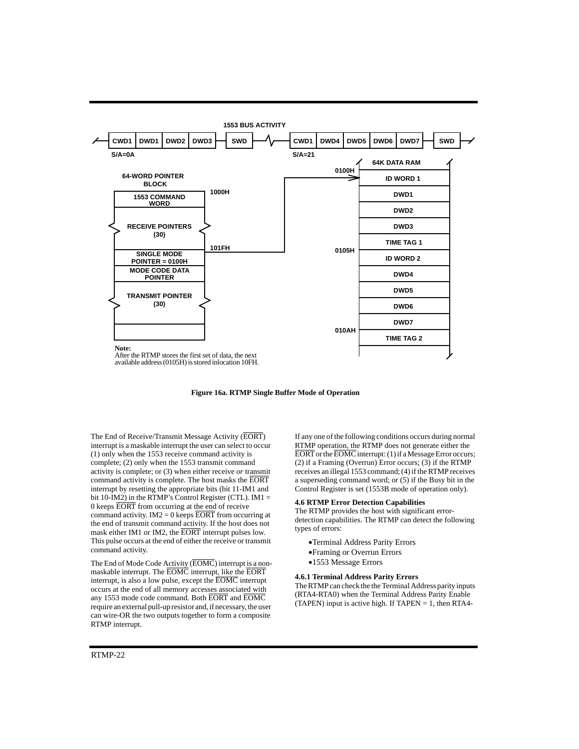**1553 BUS ACTIVITY**

CWD1 | DWD1 | DWD2 | DWD3 | SWD — CWD1 | DWD4 | DWD5 | DWD6 | DWD7 | SWD

S/A=0A — S/A=21

**64-WORD POINTER BLOCK**

| Address | Contents |
| --- | --- |
| 1000H | 1553 COMMAND WORD |
| | RECEIVE POINTERS (30) |
| 101FH | SINGLE MODE POINTER = 0100H |
| | MODE CODE DATA POINTER |
| | TRANSMIT POINTER (30) |
| | |

**64K DATA RAM**

| Address | Contents |
| --- | --- |
| 0100H | ID WORD 1 |
| | DWD1 |
| | DWD2 |
| | DWD3 |
| | TIME TAG 1 |
| 0105H | ID WORD 2 |
| | DWD4 |
| | DWD5 |
| | DWD6 |
| | DWD7 |
| 010AH | TIME TAG 2 |

**Note:**
After the RTMP stores the first set of data, the next available address (0105H) is stored inlocation 10FH.

**Figure 16a. RTMP Single Buffer Mode of Operation**

The End of Receive/Transmit Message Activity ($\overline{\text{EORT}}$) interrupt is a maskable interrupt the user can select to occur (1) only when the 1553 receive command activity is complete; (2) only when the 1553 transmit command activity is complete; or (3) when either receive *or* transmit command activity is complete. The host masks the $\overline{\text{EORT}}$ interrupt by resetting the appropriate bits (bit 11-IM1 and bit 10-IM2) in the RTMP's Control Register (CTL). IM1 = 0 keeps $\overline{\text{EORT}}$ from occurring at the end of receive command activity. IM2 = 0 keeps $\overline{\text{EORT}}$ from occurring at the end of transmit command activity. If the host does not mask either IM1 or IM2, the $\overline{\text{EORT}}$ interrupt pulses low. This pulse occurs at the end of either the receive or transmit command activity.

The End of Mode Code Activity ($\overline{\text{EOMC}}$) interrupt is a non-maskable interrupt. The $\overline{\text{EOMC}}$ interrupt, like the $\overline{\text{EORT}}$ interrupt, is also a low pulse, except the $\overline{\text{EOMC}}$ interrupt occurs at the end of all memory accesses associated with any 1553 mode code command. Both $\overline{\text{EORT}}$ and $\overline{\text{EOMC}}$ require an external pull-up resistor and, if necessary, the user can wire-OR the two outputs together to form a composite RTMP interrupt.

If any one of the following conditions occurs during normal RTMP operation, the RTMP does not generate either the $\overline{\text{EORT}}$ or the $\overline{\text{EOMC}}$ interrupt: (1) if a Message Error occurs; (2) if a Framing (Overrun) Error occurs; (3) if the RTMP receives an illegal 1553 command; (4) if the RTMP receives a superseding command word; or (5) if the Busy bit in the Control Register is set (1553B mode of operation only).

#### 4.6 RTMP Error Detection Capabilities

The RTMP provides the host with significant error-detection capabilities. The RTMP can detect the following types of errors:

- Terminal Address Parity Errors
- Framing or Overrun Errors
- 1553 Message Errors

#### 4.6.1 Terminal Address Parity Errors

The RTMP can check the the Terminal Address parity inputs (RTA4-RTA0) when the Terminal Address Parity Enable (TAPEN) input is active high. If TAPEN = 1, then RTA4-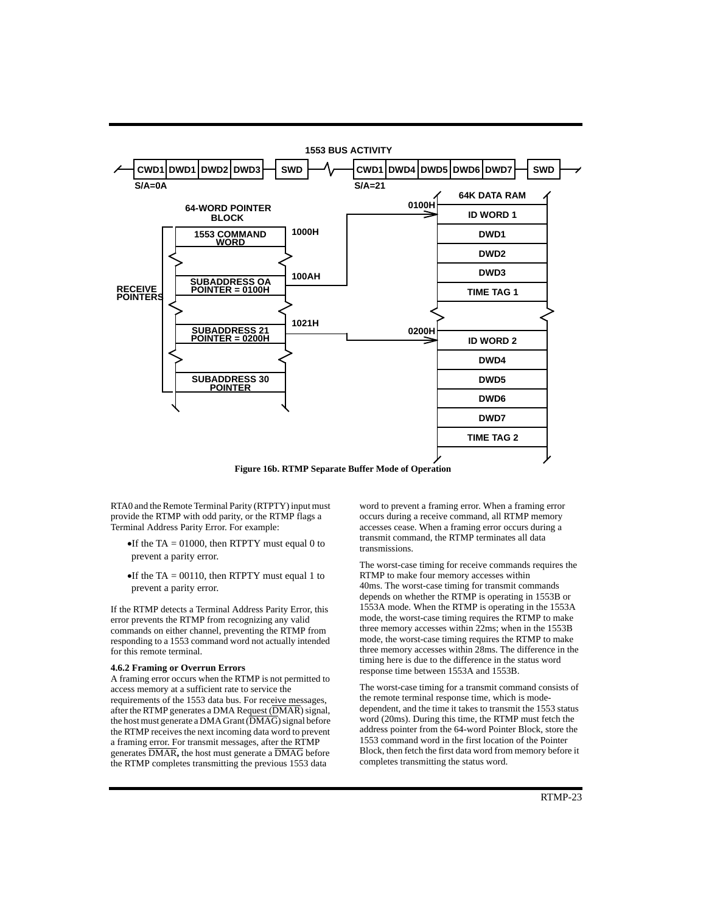**Figure 16b. RTMP Separate Buffer Mode of Operation**

RTA0 and the Remote Terminal Parity (RTPTY) input must provide the RTMP with odd parity, or the RTMP flags a Terminal Address Parity Error. For example:

- If the TA = 01000, then RTPTY must equal 0 to prevent a parity error.
- If the TA = 00110, then RTPTY must equal 1 to prevent a parity error.

If the RTMP detects a Terminal Address Parity Error, this error prevents the RTMP from recognizing any valid commands on either channel, preventing the RTMP from responding to a 1553 command word not actually intended for this remote terminal.

**4.6.2 Framing or Overrun Errors**

A framing error occurs when the RTMP is not permitted to access memory at a sufficient rate to service the requirements of the 1553 data bus. For receive messages, after the RTMP generates a DMA Request ($\overline{\text{DMAR}}$) signal, the host must generate a DMA Grant ($\overline{\text{DMAG}}$) signal before the RTMP receives the next incoming data word to prevent a framing error. For transmit messages, after the RTMP generates $\overline{\text{DMAR}}$, the host must generate a $\overline{\text{DMAG}}$ before the RTMP completes transmitting the previous 1553 data word to prevent a framing error. When a framing error occurs during a receive command, all RTMP memory accesses cease. When a framing error occurs during a transmit command, the RTMP terminates all data transmissions.

The worst-case timing for receive commands requires the RTMP to make four memory accesses within 40ms. The worst-case timing for transmit commands depends on whether the RTMP is operating in 1553B or 1553A mode. When the RTMP is operating in the 1553A mode, the worst-case timing requires the RTMP to make three memory accesses within 22ms; when in the 1553B mode, the worst-case timing requires the RTMP to make three memory accesses within 28ms. The difference in the timing here is due to the difference in the status word response time between 1553A and 1553B.

The worst-case timing for a transmit command consists of the remote terminal response time, which is mode-dependent, and the time it takes to transmit the 1553 status word (20ms). During this time, the RTMP must fetch the address pointer from the 64-word Pointer Block, store the 1553 command word in the first location of the Pointer Block, then fetch the first data word from memory before it completes transmitting the status word.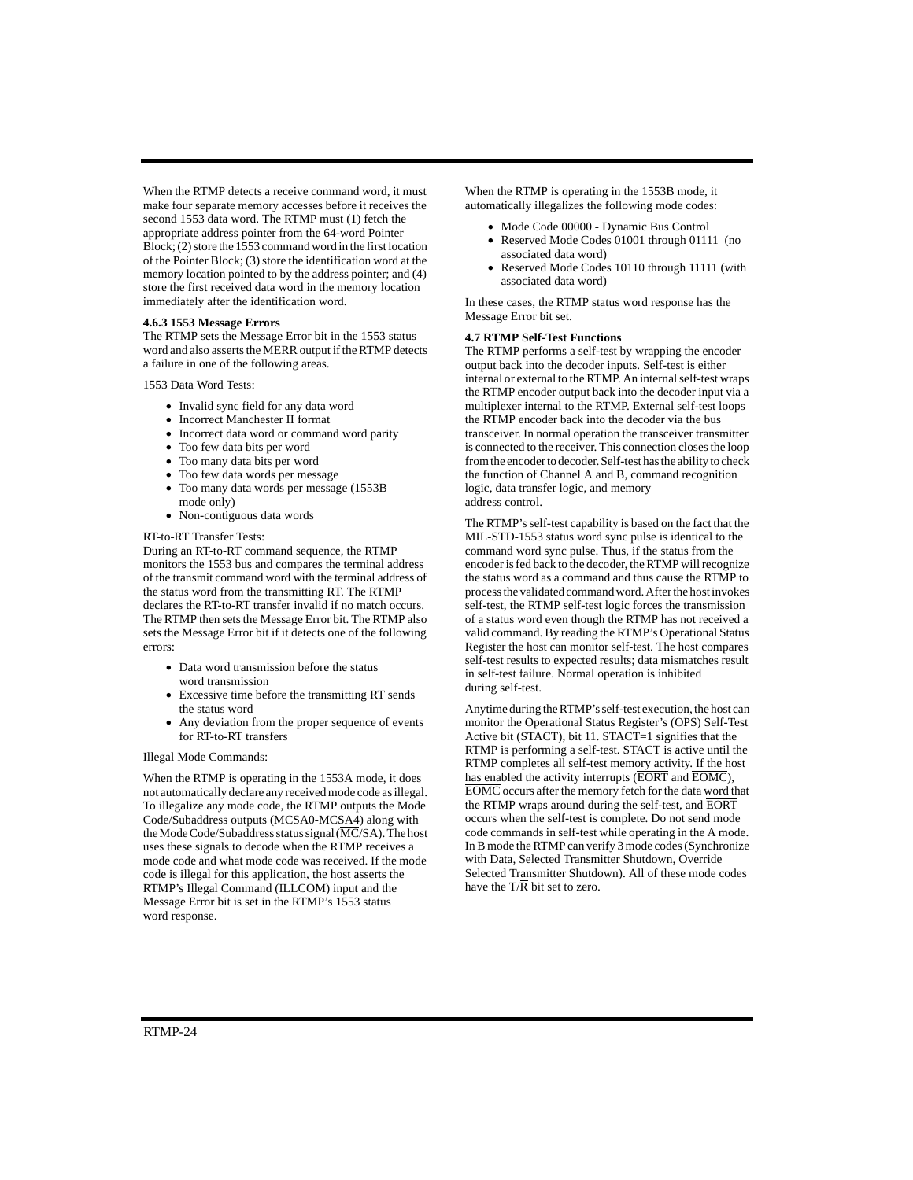When the RTMP detects a receive command word, it must make four separate memory accesses before it receives the second 1553 data word. The RTMP must (1) fetch the appropriate address pointer from the 64-word Pointer Block; (2) store the 1553 command word in the first location of the Pointer Block; (3) store the identification word at the memory location pointed to by the address pointer; and (4) store the first received data word in the memory location immediately after the identification word.

#### 4.6.3 1553 Message Errors

The RTMP sets the Message Error bit in the 1553 status word and also asserts the MERR output if the RTMP detects a failure in one of the following areas.

1553 Data Word Tests:

- Invalid sync field for any data word
- Incorrect Manchester II format
- Incorrect data word or command word parity
- Too few data bits per word
- Too many data bits per word
- Too few data words per message
- Too many data words per message (1553B mode only)
- Non-contiguous data words

RT-to-RT Transfer Tests:

During an RT-to-RT command sequence, the RTMP monitors the 1553 bus and compares the terminal address of the transmit command word with the terminal address of the status word from the transmitting RT. The RTMP declares the RT-to-RT transfer invalid if no match occurs. The RTMP then sets the Message Error bit. The RTMP also sets the Message Error bit if it detects one of the following errors:

- Data word transmission before the status word transmission
- Excessive time before the transmitting RT sends the status word
- Any deviation from the proper sequence of events for RT-to-RT transfers

Illegal Mode Commands:

When the RTMP is operating in the 1553A mode, it does not automatically declare any received mode code as illegal. To illegalize any mode code, the RTMP outputs the Mode Code/Subaddress outputs (MCSA0-MCSA4) along with the Mode Code/Subaddress status signal ($\overline{MC}$/SA). The host uses these signals to decode when the RTMP receives a mode code and what mode code was received. If the mode code is illegal for this application, the host asserts the RTMP's Illegal Command (ILLCOM) input and the Message Error bit is set in the RTMP's 1553 status word response.

When the RTMP is operating in the 1553B mode, it automatically illegalizes the following mode codes:

- Mode Code 00000 - Dynamic Bus Control
- Reserved Mode Codes 01001 through 01111 (no associated data word)
- Reserved Mode Codes 10110 through 11111 (with associated data word)

In these cases, the RTMP status word response has the Message Error bit set.

### 4.7 RTMP Self-Test Functions

The RTMP performs a self-test by wrapping the encoder output back into the decoder inputs. Self-test is either internal or external to the RTMP. An internal self-test wraps the RTMP encoder output back into the decoder input via a multiplexer internal to the RTMP. External self-test loops the RTMP encoder back into the decoder via the bus transceiver. In normal operation the transceiver transmitter is connected to the receiver. This connection closes the loop from the encoder to decoder. Self-test has the ability to check the function of Channel A and B, command recognition logic, data transfer logic, and memory address control.

The RTMP's self-test capability is based on the fact that the MIL-STD-1553 status word sync pulse is identical to the command word sync pulse. Thus, if the status from the encoder is fed back to the decoder, the RTMP will recognize the status word as a command and thus cause the RTMP to process the validated command word. After the host invokes self-test, the RTMP self-test logic forces the transmission of a status word even though the RTMP has not received a valid command. By reading the RTMP's Operational Status Register the host can monitor self-test. The host compares self-test results to expected results; data mismatches result in self-test failure. Normal operation is inhibited during self-test.

Anytime during the RTMP's self-test execution, the host can monitor the Operational Status Register's (OPS) Self-Test Active bit (STACT), bit 11. STACT=1 signifies that the RTMP is performing a self-test. STACT is active until the RTMP completes all self-test memory activity. If the host has enabled the activity interrupts ($\overline{EORT}$ and $\overline{EOMC}$), $\overline{EOMC}$ occurs after the memory fetch for the data word that the RTMP wraps around during the self-test, and $\overline{EORT}$ occurs when the self-test is complete. Do not send mode code commands in self-test while operating in the A mode. In B mode the RTMP can verify 3 mode codes (Synchronize with Data, Selected Transmitter Shutdown, Override Selected Transmitter Shutdown). All of these mode codes have the T/$\overline{R}$ bit set to zero.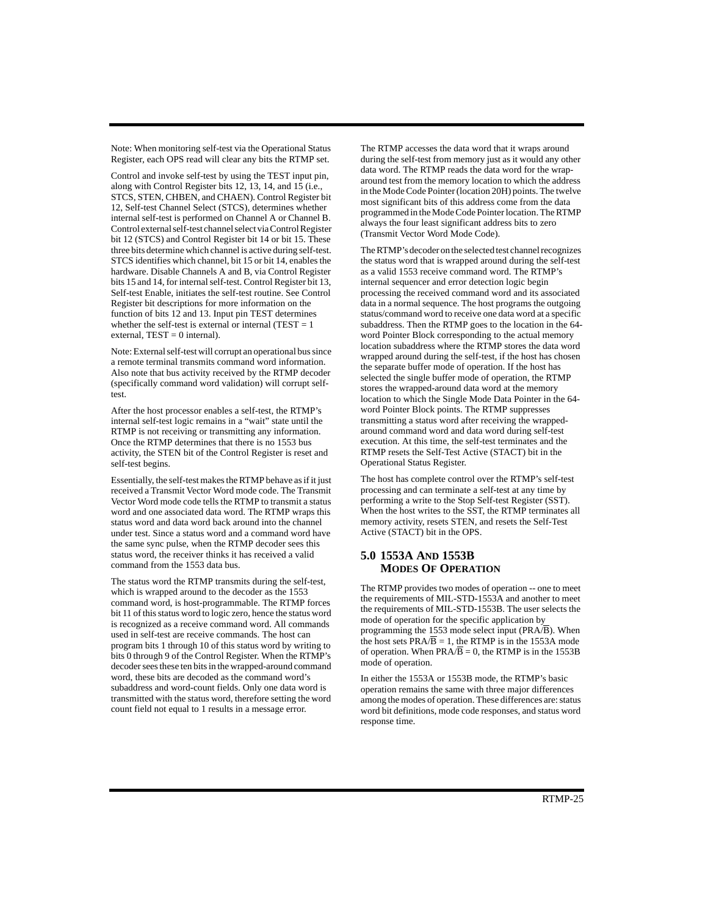Note: When monitoring self-test via the Operational Status Register, each OPS read will clear any bits the RTMP set.

Control and invoke self-test by using the TEST input pin, along with Control Register bits 12, 13, 14, and 15 (i.e., STCS, STEN, CHBEN, and CHAEN). Control Register bit 12, Self-test Channel Select (STCS), determines whether internal self-test is performed on Channel A or Channel B. Control external self-test channel select via Control Register bit 12 (STCS) and Control Register bit 14 or bit 15. These three bits determine which channel is active during self-test. STCS identifies which channel, bit 15 or bit 14, enables the hardware. Disable Channels A and B, via Control Register bits 15 and 14, for internal self-test. Control Register bit 13, Self-test Enable, initiates the self-test routine. See Control Register bit descriptions for more information on the function of bits 12 and 13. Input pin TEST determines whether the self-test is external or internal (TEST = 1 external, TEST = 0 internal).

Note: External self-test will corrupt an operational bus since a remote terminal transmits command word information. Also note that bus activity received by the RTMP decoder (specifically command word validation) will corrupt self-test.

After the host processor enables a self-test, the RTMP's internal self-test logic remains in a "wait" state until the RTMP is not receiving or transmitting any information. Once the RTMP determines that there is no 1553 bus activity, the STEN bit of the Control Register is reset and self-test begins.

Essentially, the self-test makes the RTMP behave as if it just received a Transmit Vector Word mode code. The Transmit Vector Word mode code tells the RTMP to transmit a status word and one associated data word. The RTMP wraps this status word and data word back around into the channel under test. Since a status word and a command word have the same sync pulse, when the RTMP decoder sees this status word, the receiver thinks it has received a valid command from the 1553 data bus.

The status word the RTMP transmits during the self-test, which is wrapped around to the decoder as the 1553 command word, is host-programmable. The RTMP forces bit 11 of this status word to logic zero, hence the status word is recognized as a receive command word. All commands used in self-test are receive commands. The host can program bits 1 through 10 of this status word by writing to bits 0 through 9 of the Control Register. When the RTMP's decoder sees these ten bits in the wrapped-around command word, these bits are decoded as the command word's subaddress and word-count fields. Only one data word is transmitted with the status word, therefore setting the word count field not equal to 1 results in a message error.

The RTMP accesses the data word that it wraps around during the self-test from memory just as it would any other data word. The RTMP reads the data word for the wrap-around test from the memory location to which the address in the Mode Code Pointer (location 20H) points. The twelve most significant bits of this address come from the data programmed in the Mode Code Pointer location. The RTMP always the four least significant address bits to zero (Transmit Vector Word Mode Code).

The RTMP's decoder on the selected test channel recognizes the status word that is wrapped around during the self-test as a valid 1553 receive command word. The RTMP's internal sequencer and error detection logic begin processing the received command word and its associated data in a normal sequence. The host programs the outgoing status/command word to receive one data word at a specific subaddress. Then the RTMP goes to the location in the 64-word Pointer Block corresponding to the actual memory location subaddress where the RTMP stores the data word wrapped around during the self-test, if the host has chosen the separate buffer mode of operation. If the host has selected the single buffer mode of operation, the RTMP stores the wrapped-around data word at the memory location to which the Single Mode Data Pointer in the 64-word Pointer Block points. The RTMP suppresses transmitting a status word after receiving the wrapped-around command word and data word during self-test execution. At this time, the self-test terminates and the RTMP resets the Self-Test Active (STACT) bit in the Operational Status Register.

The host has complete control over the RTMP's self-test processing and can terminate a self-test at any time by performing a write to the Stop Self-test Register (SST). When the host writes to the SST, the RTMP terminates all memory activity, resets STEN, and resets the Self-Test Active (STACT) bit in the OPS.

## 5.0 1553A AND 1553B MODES OF OPERATION

The RTMP provides two modes of operation -- one to meet the requirements of MIL-STD-1553A and another to meet the requirements of MIL-STD-1553B. The user selects the mode of operation for the specific application by programming the 1553 mode select input ($PRA/\overline{B}$). When the host sets $PRA/\overline{B}$ = 1, the RTMP is in the 1553A mode of operation. When $PRA/\overline{B}$ = 0, the RTMP is in the 1553B mode of operation.

In either the 1553A or 1553B mode, the RTMP's basic operation remains the same with three major differences among the modes of operation. These differences are: status word bit definitions, mode code responses, and status word response time.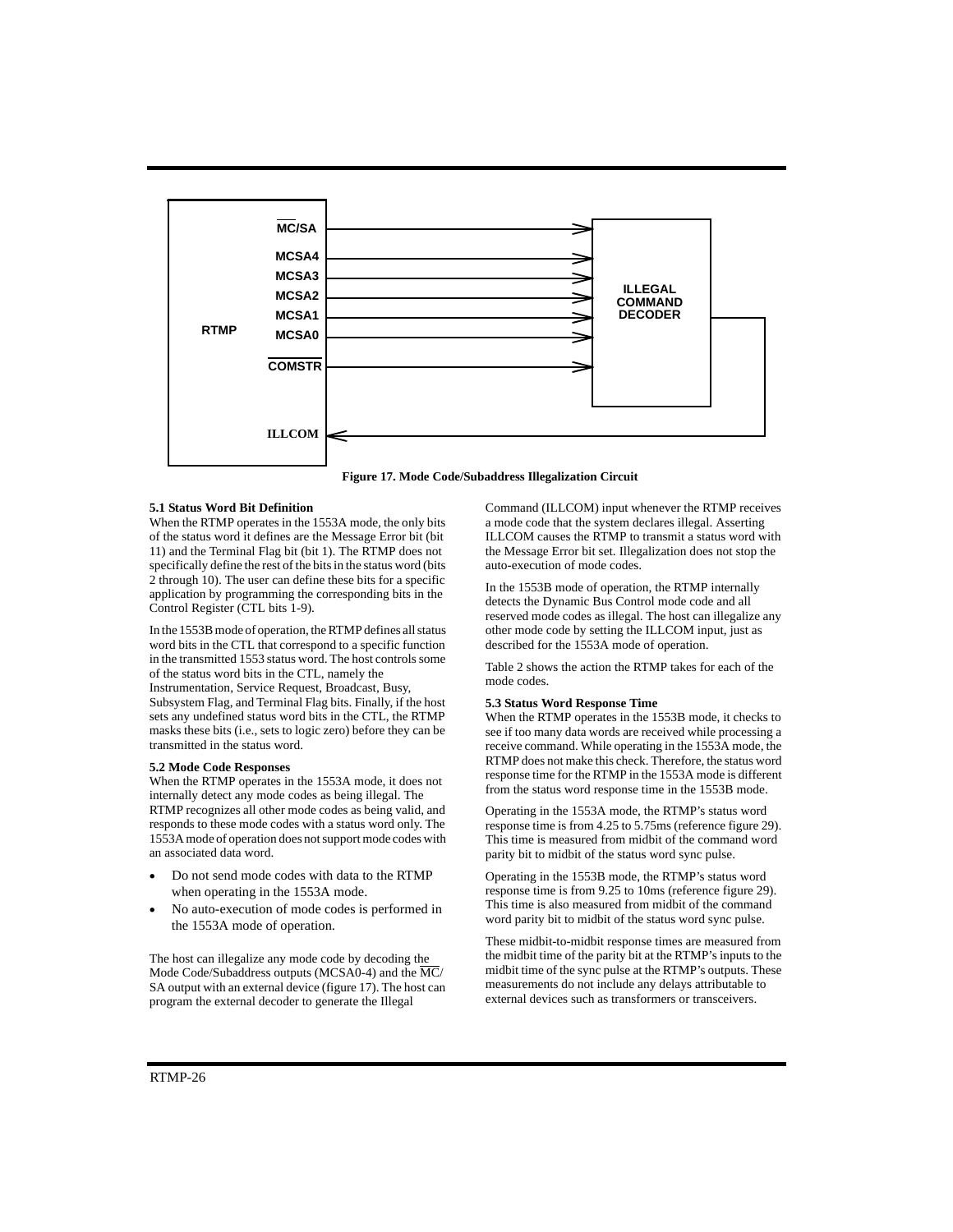Figure 17. Mode Code/Subaddress Illegalization Circuit

### 5.1 Status Word Bit Definition

When the RTMP operates in the 1553A mode, the only bits of the status word it defines are the Message Error bit (bit 11) and the Terminal Flag bit (bit 1). The RTMP does not specifically define the rest of the bits in the status word (bits 2 through 10). The user can define these bits for a specific application by programming the corresponding bits in the Control Register (CTL bits 1-9).

In the 1553B mode of operation, the RTMP defines all status word bits in the CTL that correspond to a specific function in the transmitted 1553 status word. The host controls some of the status word bits in the CTL, namely the Instrumentation, Service Request, Broadcast, Busy, Subsystem Flag, and Terminal Flag bits. Finally, if the host sets any undefined status word bits in the CTL, the RTMP masks these bits (i.e., sets to logic zero) before they can be transmitted in the status word.

### 5.2 Mode Code Responses

When the RTMP operates in the 1553A mode, it does not internally detect any mode codes as being illegal. The RTMP recognizes all other mode codes as being valid, and responds to these mode codes with a status word only. The 1553A mode of operation does not support mode codes with an associated data word.

- Do not send mode codes with data to the RTMP when operating in the 1553A mode.
- No auto-execution of mode codes is performed in the 1553A mode of operation.

The host can illegalize any mode code by decoding the Mode Code/Subaddress outputs (MCSA0-4) and the $\overline{\text{MC}}$/SA output with an external device (figure 17). The host can program the external decoder to generate the Illegal Command (ILLCOM) input whenever the RTMP receives a mode code that the system declares illegal. Asserting ILLCOM causes the RTMP to transmit a status word with the Message Error bit set. Illegalization does not stop the auto-execution of mode codes.

In the 1553B mode of operation, the RTMP internally detects the Dynamic Bus Control mode code and all reserved mode codes as illegal. The host can illegalize any other mode code by setting the ILLCOM input, just as described for the 1553A mode of operation.

Table 2 shows the action the RTMP takes for each of the mode codes.

### 5.3 Status Word Response Time

When the RTMP operates in the 1553B mode, it checks to see if too many data words are received while processing a receive command. While operating in the 1553A mode, the RTMP does not make this check. Therefore, the status word response time for the RTMP in the 1553A mode is different from the status word response time in the 1553B mode.

Operating in the 1553A mode, the RTMP's status word response time is from 4.25 to 5.75ms (reference figure 29). This time is measured from midbit of the command word parity bit to midbit of the status word sync pulse.

Operating in the 1553B mode, the RTMP's status word response time is from 9.25 to 10ms (reference figure 29). This time is also measured from midbit of the command word parity bit to midbit of the status word sync pulse.

These midbit-to-midbit response times are measured from the midbit time of the parity bit at the RTMP's inputs to the midbit time of the sync pulse at the RTMP's outputs. These measurements do not include any delays attributable to external devices such as transformers or transceivers.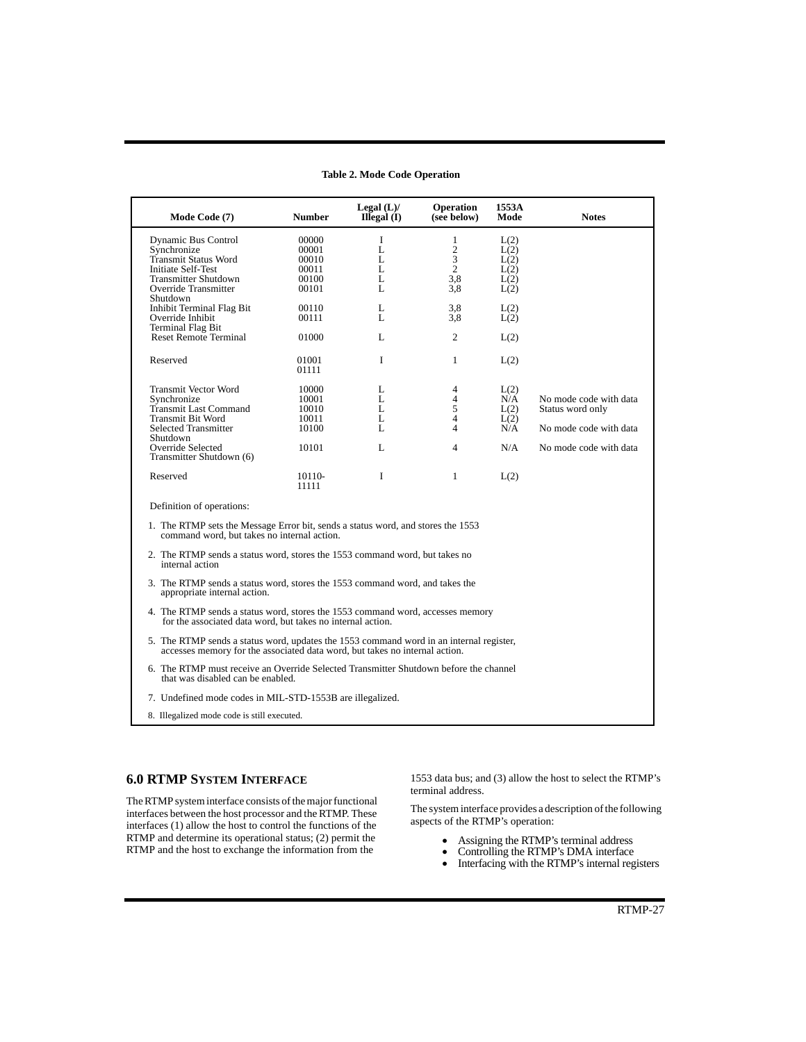**Table 2. Mode Code Operation**

| Mode Code (7) | Number | Legal (L)/ Illegal (I) | Operation (see below) | 1553A Mode | Notes |
|---|---|---|---|---|---|
| Dynamic Bus Control | 00000 | I | 1 | L(2) | |
| Synchronize | 00001 | L | 2 | L(2) | |
| Transmit Status Word | 00010 | L | 3 | L(2) | |
| Initiate Self-Test | 00011 | L | 2 | L(2) | |
| Transmitter Shutdown | 00100 | L | 3,8 | L(2) | |
| Override Transmitter Shutdown | 00101 | L | 3,8 | L(2) | |
| Inhibit Terminal Flag Bit | 00110 | L | 3,8 | L(2) | |
| Override Inhibit Terminal Flag Bit | 00111 | L | 3,8 | L(2) | |
| Reset Remote Terminal | 01000 | L | 2 | L(2) | |
| Reserved | 01001 01111 | I | 1 | L(2) | |
| Transmit Vector Word | 10000 | L | 4 | L(2) | |
| Synchronize | 10001 | L | 4 | N/A | No mode code with data |
| Transmit Last Command | 10010 | L | 5 | L(2) | Status word only |
| Transmit Bit Word | 10011 | L | 4 | L(2) | |
| Selected Transmitter Shutdown | 10100 | L | 4 | N/A | No mode code with data |
| Override Selected Transmitter Shutdown (6) | 10101 | L | 4 | N/A | No mode code with data |
| Reserved | 10110- 11111 | I | 1 | L(2) | |

Definition of operations:

1. The RTMP sets the Message Error bit, sends a status word, and stores the 1553 command word, but takes no internal action.
2. The RTMP sends a status word, stores the 1553 command word, but takes no internal action
3. The RTMP sends a status word, stores the 1553 command word, and takes the appropriate internal action.
4. The RTMP sends a status word, stores the 1553 command word, accesses memory for the associated data word, but takes no internal action.
5. The RTMP sends a status word, updates the 1553 command word in an internal register, accesses memory for the associated data word, but takes no internal action.
6. The RTMP must receive an Override Selected Transmitter Shutdown before the channel that was disabled can be enabled.
7. Undefined mode codes in MIL-STD-1553B are illegalized.
8. Illegalized mode code is still executed.

## 6.0 RTMP SYSTEM INTERFACE

The RTMP system interface consists of the major functional interfaces between the host processor and the RTMP. These interfaces (1) allow the host to control the functions of the RTMP and determine its operational status; (2) permit the RTMP and the host to exchange the information from the 1553 data bus; and (3) allow the host to select the RTMP's terminal address.

The system interface provides a description of the following aspects of the RTMP's operation:

- Assigning the RTMP's terminal address
- Controlling the RTMP's DMA interface
- Interfacing with the RTMP's internal registers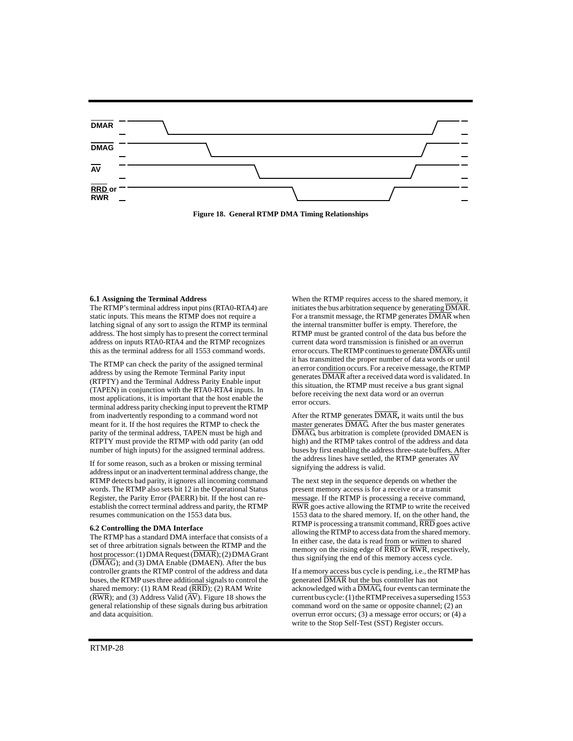Figure 18. General RTMP DMA Timing Relationships

### 6.1 Assigning the Terminal Address

The RTMP's terminal address input pins (RTA0-RTA4) are static inputs. This means the RTMP does not require a latching signal of any sort to assign the RTMP its terminal address. The host simply has to present the correct terminal address on inputs RTA0-RTA4 and the RTMP recognizes this as the terminal address for all 1553 command words.

The RTMP can check the parity of the assigned terminal address by using the Remote Terminal Parity input (RTPTY) and the Terminal Address Parity Enable input (TAPEN) in conjunction with the RTA0-RTA4 inputs. In most applications, it is important that the host enable the terminal address parity checking input to prevent the RTMP from inadvertently responding to a command word not meant for it. If the host requires the RTMP to check the parity of the terminal address, TAPEN must be high and RTPTY must provide the RTMP with odd parity (an odd number of high inputs) for the assigned terminal address.

If for some reason, such as a broken or missing terminal address input or an inadvertent terminal address change, the RTMP detects bad parity, it ignores all incoming command words. The RTMP also sets bit 12 in the Operational Status Register, the Parity Error (PAERR) bit. If the host can re-establish the correct terminal address and parity, the RTMP resumes communication on the 1553 data bus.

### 6.2 Controlling the DMA Interface

The RTMP has a standard DMA interface that consists of a set of three arbitration signals between the RTMP and the host processor: (1) DMA Request ($\overline{\text{DMAR}}$); (2) DMA Grant ($\overline{\text{DMAG}}$); and (3) DMA Enable (DMAEN). After the bus controller grants the RTMP control of the address and data buses, the RTMP uses three additional signals to control the shared memory: (1) RAM Read ($\overline{\text{RRD}}$); (2) RAM Write ($\overline{\text{RWR}}$); and (3) Address Valid ($\overline{\text{AV}}$). Figure 18 shows the general relationship of these signals during bus arbitration and data acquisition.

When the RTMP requires access to the shared memory, it initiates the bus arbitration sequence by generating $\overline{\text{DMAR}}$. For a transmit message, the RTMP generates $\overline{\text{DMAR}}$ when the internal transmitter buffer is empty. Therefore, the RTMP must be granted control of the data bus before the current data word transmission is finished or an overrun error occurs. The RTMP continues to generate $\overline{\text{DMAR}}$s until it has transmitted the proper number of data words or until an error condition occurs. For a receive message, the RTMP generates $\overline{\text{DMAR}}$ after a received data word is validated. In this situation, the RTMP must receive a bus grant signal before receiving the next data word or an overrun error occurs.

After the RTMP generates $\overline{\text{DMAR}}$, it waits until the bus master generates $\overline{\text{DMAG}}$. After the bus master generates $\overline{\text{DMAG}}$, bus arbitration is complete (provided DMAEN is high) and the RTMP takes control of the address and data buses by first enabling the address three-state buffers. After the address lines have settled, the RTMP generates $\overline{\text{AV}}$ signifying the address is valid.

The next step in the sequence depends on whether the present memory access is for a receive or a transmit message. If the RTMP is processing a receive command, $\overline{\text{RWR}}$ goes active allowing the RTMP to write the received 1553 data to the shared memory. If, on the other hand, the RTMP is processing a transmit command, $\overline{\text{RRD}}$ goes active allowing the RTMP to access data from the shared memory. In either case, the data is read from or written to shared memory on the rising edge of $\overline{\text{RRD}}$ or $\overline{\text{RWR}}$, respectively, thus signifying the end of this memory access cycle.

If a memory access bus cycle is pending, i.e., the RTMP has generated $\overline{\text{DMAR}}$ but the bus controller has not acknowledged with a $\overline{\text{DMAG}}$, four events can terminate the current bus cycle: (1) the RTMP receives a superseding 1553 command word on the same or opposite channel; (2) an overrun error occurs; (3) a message error occurs; or (4) a write to the Stop Self-Test (SST) Register occurs.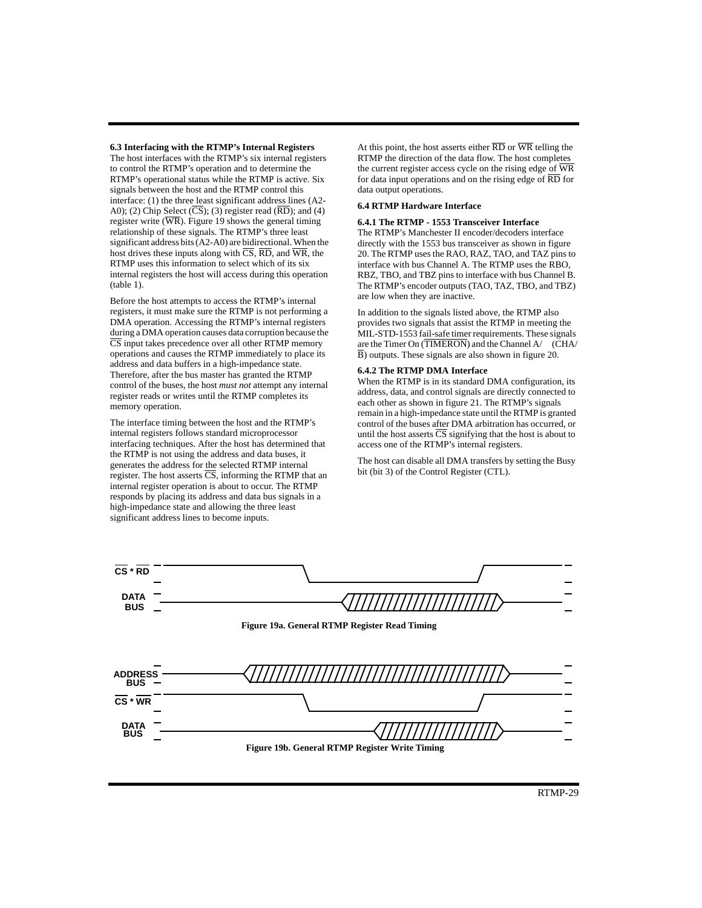### 6.3 Interfacing with the RTMP's Internal Registers

The host interfaces with the RTMP's six internal registers to control the RTMP's operation and to determine the RTMP's operational status while the RTMP is active. Six signals between the host and the RTMP control this interface: (1) the three least significant address lines (A2-A0); (2) Chip Select ($\overline{CS}$); (3) register read ($\overline{RD}$); and (4) register write ($\overline{WR}$). Figure 19 shows the general timing relationship of these signals. The RTMP's three least significant address bits (A2-A0) are bidirectional. When the host drives these inputs along with $\overline{CS}$, $\overline{RD}$, and $\overline{WR}$, the RTMP uses this information to select which of its six internal registers the host will access during this operation (table 1).

Before the host attempts to access the RTMP's internal registers, it must make sure the RTMP is not performing a DMA operation. Accessing the RTMP's internal registers during a DMA operation causes data corruption because the $\overline{CS}$ input takes precedence over all other RTMP memory operations and causes the RTMP immediately to place its address and data buffers in a high-impedance state. Therefore, after the bus master has granted the RTMP control of the buses, the host *must not* attempt any internal register reads or writes until the RTMP completes its memory operation.

The interface timing between the host and the RTMP's internal registers follows standard microprocessor interfacing techniques. After the host has determined that the RTMP is not using the address and data buses, it generates the address for the selected RTMP internal register. The host asserts $\overline{CS}$, informing the RTMP that an internal register operation is about to occur. The RTMP responds by placing its address and data bus signals in a high-impedance state and allowing the three least significant address lines to become inputs.

At this point, the host asserts either $\overline{RD}$ or $\overline{WR}$ telling the RTMP the direction of the data flow. The host completes the current register access cycle on the rising edge of $\overline{WR}$ for data input operations and on the rising edge of $\overline{RD}$ for data output operations.

### 6.4 RTMP Hardware Interface

#### 6.4.1 The RTMP - 1553 Transceiver Interface

The RTMP's Manchester II encoder/decoders interface directly with the 1553 bus transceiver as shown in figure 20. The RTMP uses the RAO, RAZ, TAO, and TAZ pins to interface with bus Channel A. The RTMP uses the RBO, RBZ, TBO, and TBZ pins to interface with bus Channel B. The RTMP's encoder outputs (TAO, TAZ, TBO, and TBZ) are low when they are inactive.

In addition to the signals listed above, the RTMP also provides two signals that assist the RTMP in meeting the MIL-STD-1553 fail-safe timer requirements. These signals are the Timer On ($\overline{TIMERON}$) and the Channel A/$\overline{B}$ (CHA/$\overline{B}$) outputs. These signals are also shown in figure 20.

#### 6.4.2 The RTMP DMA Interface

When the RTMP is in its standard DMA configuration, its address, data, and control signals are directly connected to each other as shown in figure 21. The RTMP's signals remain in a high-impedance state until the RTMP is granted control of the buses after DMA arbitration has occurred, or until the host asserts $\overline{CS}$ signifying that the host is about to access one of the RTMP's internal registers.

The host can disable all DMA transfers by setting the Busy bit (bit 3) of the Control Register (CTL).

$\overline{CS}$ * $\overline{RD}$

DATA BUS

**Figure 19a. General RTMP Register Read Timing**

ADDRESS BUS

$\overline{CS}$ * $\overline{WR}$

DATA BUS

**Figure 19b. General RTMP Register Write Timing**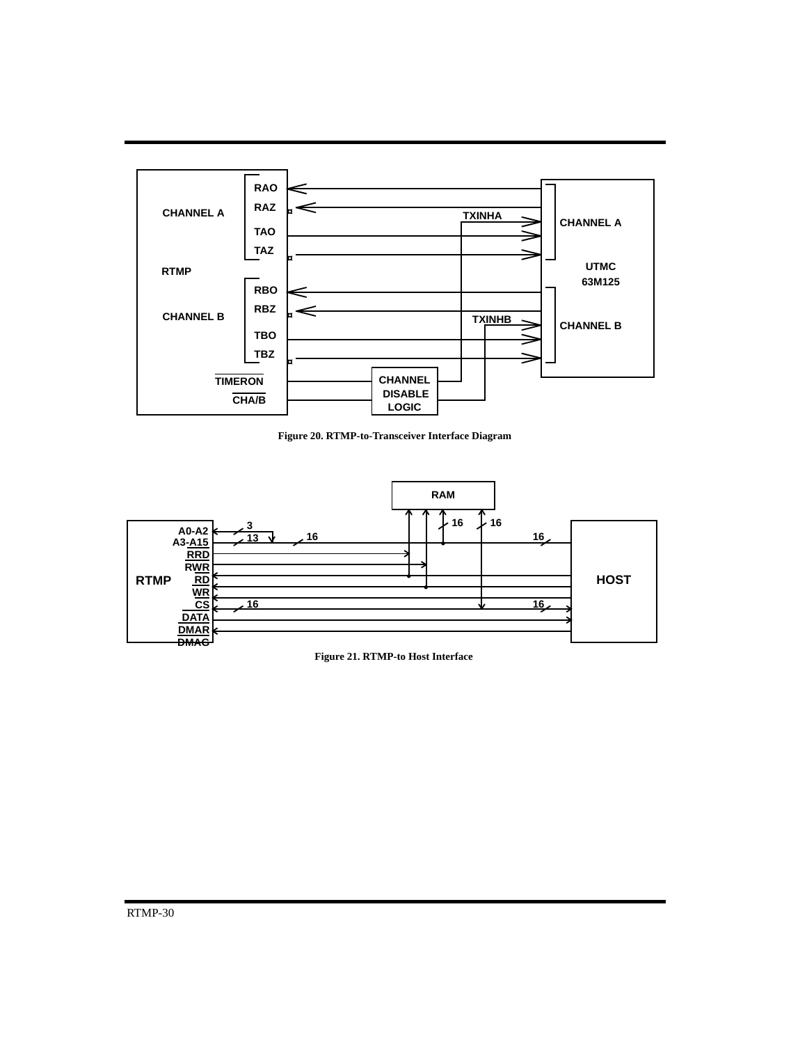Figure 20. RTMP-to-Transceiver Interface Diagram

Figure 21. RTMP-to Host Interface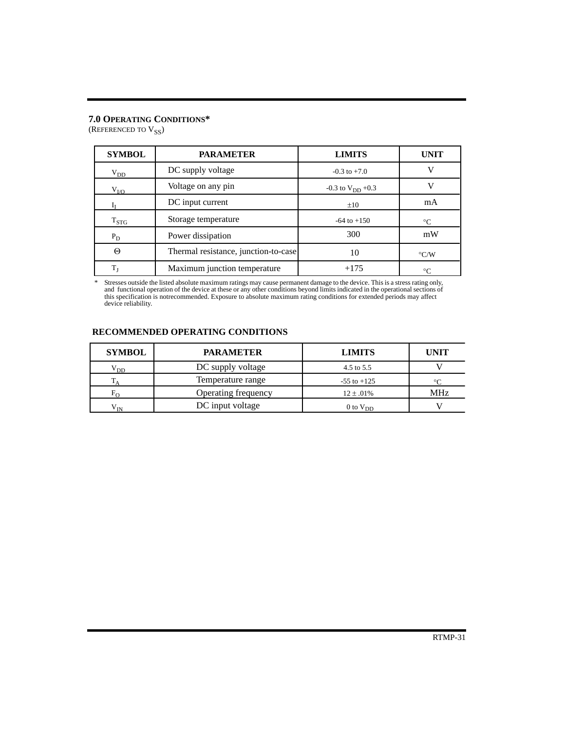## 7.0 Operating Conditions*

(Referenced to $V_{SS}$)

| SYMBOL | PARAMETER | LIMITS | UNIT |
|---|---|---|---|
| $V_{DD}$ | DC supply voltage | -0.3 to +7.0 | V |
| $V_{I/O}$ | Voltage on any pin | -0.3 to $V_{DD}$ +0.3 | V |
| $I_I$ | DC input current | ±10 | mA |
| $T_{STG}$ | Storage temperature | -64 to +150 | °C |
| $P_D$ | Power dissipation | 300 | mW |
| Θ | Thermal resistance, junction-to-case | 10 | °C/W |
| $T_J$ | Maximum junction temperature | +175 | °C |

\* Stresses outside the listed absolute maximum ratings may cause permanent damage to the device. This is a stress rating only, and functional operation of the device at these or any other conditions beyond limits indicated in the operational sections of this specification is notrecommended. Exposure to absolute maximum rating conditions for extended periods may affect device reliability.

### RECOMMENDED OPERATING CONDITIONS

| SYMBOL | PARAMETER | LIMITS | UNIT |
|---|---|---|---|
| $V_{DD}$ | DC supply voltage | 4.5 to 5.5 | V |
| $T_A$ | Temperature range | -55 to +125 | °C |
| $F_O$ | Operating frequency | 12 ± .01% | MHz |
| $V_{IN}$ | DC input voltage | 0 to $V_{DD}$ | V |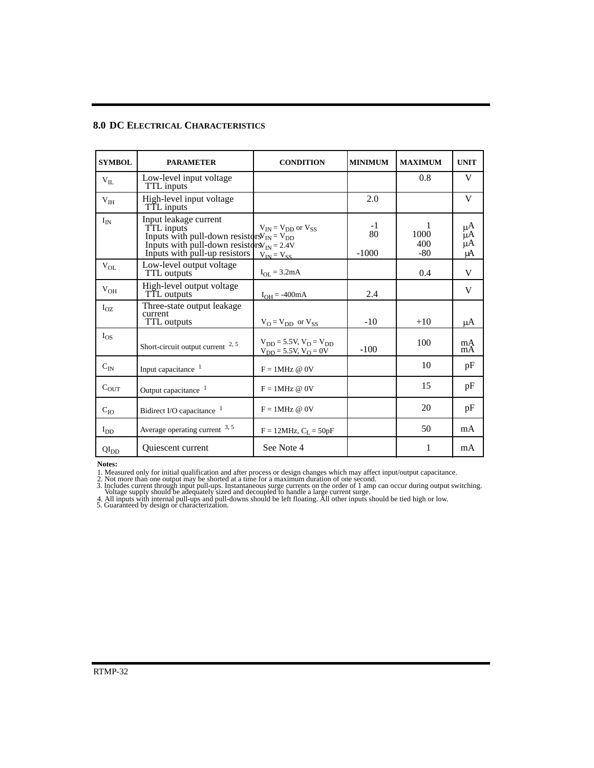## 8.0 DC Electrical Characteristics

| SYMBOL | PARAMETER | CONDITION | MINIMUM | MAXIMUM | UNIT |
|---|---|---|---|---|---|
| $V_{IL}$ | Low-level input voltage<br>TTL inputs | | | 0.8 | V |
| $V_{IH}$ | High-level input voltage<br>TTL inputs | | 2.0 | | V |
| $I_{IN}$ | Input leakage current<br>TTL inputs<br>Inputs with pull-down resistors<br>Inputs with pull-down resistors<br>Inputs with pull-up resistors | <br>$V_{IN} = V_{DD}$ or $V_{SS}$<br>$V_{IN} = V_{DD}$<br>$V_{IN} = 2.4V$<br>$V_{IN} = V_{SS}$ | <br>-1<br>80<br><br>-1000 | <br>1<br>1000<br>400<br>-80 | <br>μA<br>μA<br>μA<br>μA |
| $V_{OL}$ | Low-level output voltage<br>TTL outputs | $I_{OL} = 3.2mA$ | | 0.4 | V |
| $V_{OH}$ | High-level output voltage<br>TTL outputs | $I_{OH} = -400mA$ | 2.4 | | V |
| $I_{OZ}$ | Three-state output leakage current<br>TTL outputs | $V_O = V_{DD}$ or $V_{SS}$ | -10 | +10 | μA |
| $I_{OS}$ | Short-circuit output current [2, 5] | $V_{DD} = 5.5V, V_O = V_{DD}$<br>$V_{DD} = 5.5V, V_O = 0V$ | <br>-100 | 100<br> | mA<br>mA |
| $C_{IN}$ | Input capacitance [1] | F = 1MHz @ 0V | | 10 | pF |
| $C_{OUT}$ | Output capacitance [1] | F = 1MHz @ 0V | | 15 | pF |
| $C_{IO}$ | Bidirect I/O capacitance [1] | F = 1MHz @ 0V | | 20 | pF |
| $I_{DD}$ | Average operating current [3, 5] | F = 12MHz, $C_L$ = 50pF | | 50 | mA |
| $QI_{DD}$ | Quiescent current | See Note 4 | | 1 | mA |

**Notes:**

1. Measured only for initial qualification and after process or design changes which may affect input/output capacitance.
2. Not more than one output may be shorted at a time for a maximum duration of one second.
3. Includes current through input pull-ups. Instantaneous surge currents on the order of 1 amp can occur during output switching. Voltage supply should be adequately sized and decoupled to handle a large current surge.
4. All inputs with internal pull-ups and pull-downs should be left floating. All other inputs should be tied high or low.
5. Guaranteed by design or characterization.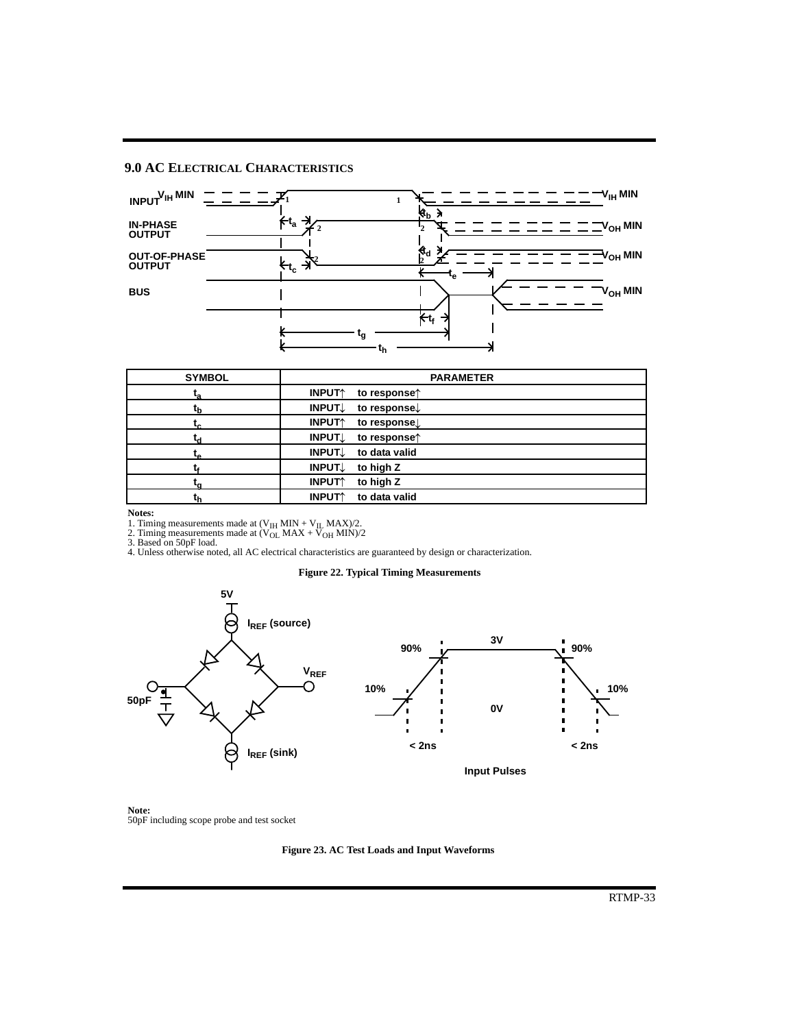## 9.0 AC Electrical Characteristics

| SYMBOL | PARAMETER |
|---|---|
| $t_a$ | INPUT↑ to response↑ |
| $t_b$ | INPUT↓ to response↓ |
| $t_c$ | INPUT↑ to response↓ |
| $t_d$ | INPUT↓ to response↑ |
| $t_e$ | INPUT↓ to data valid |
| $t_f$ | INPUT↓ to high Z |
| $t_g$ | INPUT↑ to high Z |
| $t_h$ | INPUT↑ to data valid |

**Notes:**
1. Timing measurements made at ($V_{IH}$ MIN + $V_{IL}$ MAX)/2.
2. Timing measurements made at ($V_{OL}$ MAX + $V_{OH}$ MIN)/2
3. Based on 50pF load.
4. Unless otherwise noted, all AC electrical characteristics are guaranteed by design or characterization.

**Figure 22. Typical Timing Measurements**

**Note:**
50pF including scope probe and test socket

**Figure 23. AC Test Loads and Input Waveforms**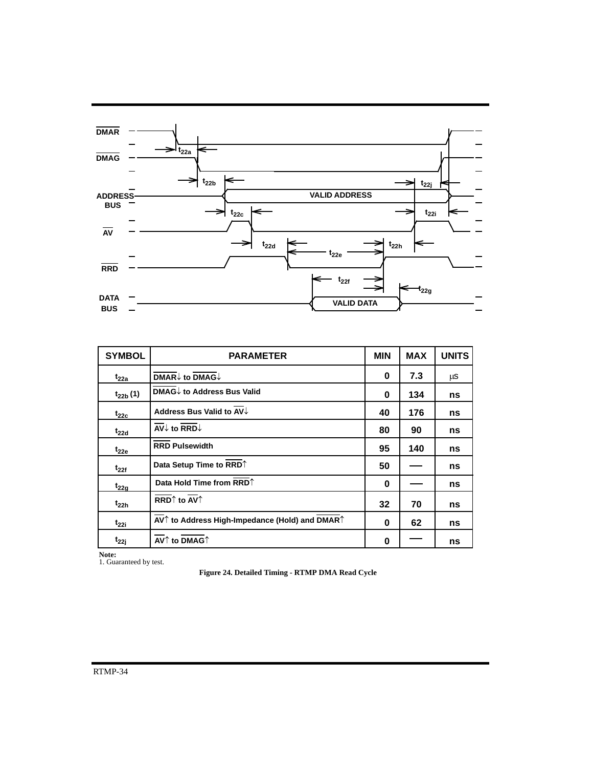| SYMBOL | PARAMETER | MIN | MAX | UNITS |
|---|---|---|---|---|
| $t_{22a}$ | $\overline{DMAR}$↓ to $\overline{DMAG}$↓ | 0 | 7.3 | µs |
| $t_{22b}$ (1) | $\overline{DMAG}$↓ to Address Bus Valid | 0 | 134 | ns |
| $t_{22c}$ | Address Bus Valid to $\overline{AV}$↓ | 40 | 176 | ns |
| $t_{22d}$ | $\overline{AV}$↓ to $\overline{RRD}$↓ | 80 | 90 | ns |
| $t_{22e}$ | $\overline{RRD}$ Pulsewidth | 95 | 140 | ns |
| $t_{22f}$ | Data Setup Time to $\overline{RRD}$↑ | 50 | — | ns |
| $t_{22g}$ | Data Hold Time from $\overline{RRD}$↑ | 0 | — | ns |
| $t_{22h}$ | $\overline{RRD}$↑ to $\overline{AV}$↑ | 32 | 70 | ns |
| $t_{22i}$ | $\overline{AV}$↑ to Address High-Impedance (Hold) and $\overline{DMAR}$↑ | 0 | 62 | ns |
| $t_{22j}$ | $\overline{AV}$↑ to $\overline{DMAG}$↑ | 0 | — | ns |

**Note:**
1. Guaranteed by test.

**Figure 24. Detailed Timing - RTMP DMA Read Cycle**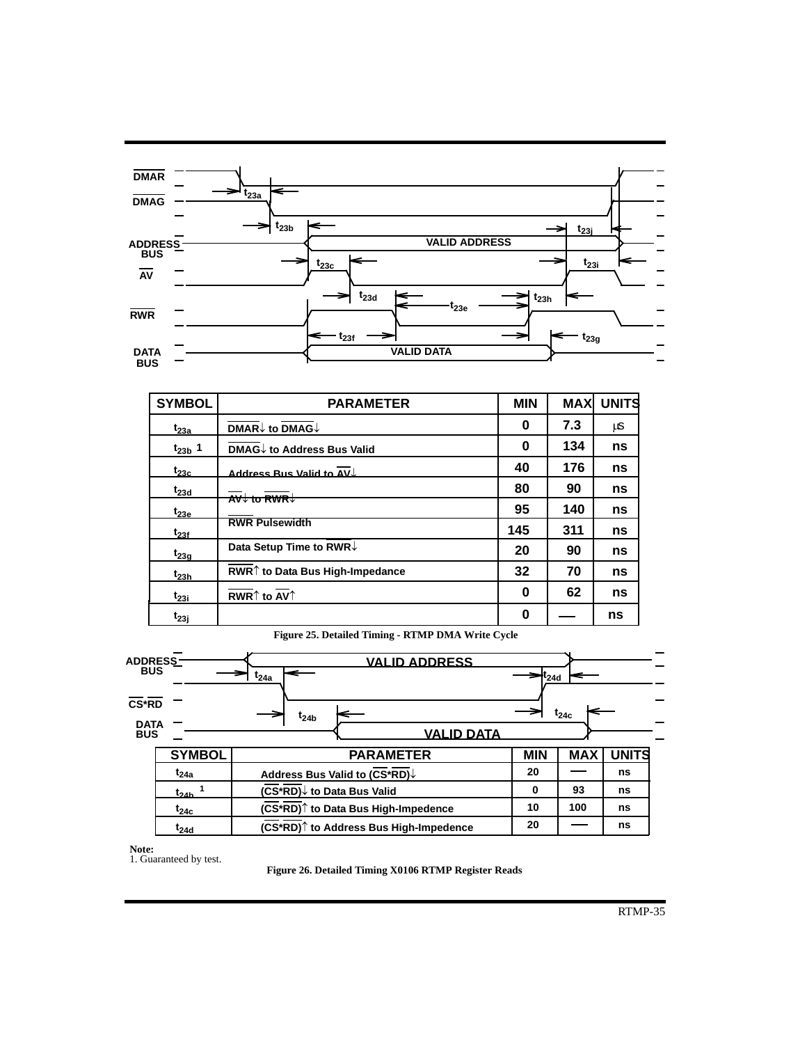DMAR

DMAG

ADDRESS BUS

AV

RWR

DATA BUS

VALID ADDRESS

VALID DATA

$t_{23a}$ $t_{23b}$ $t_{23c}$ $t_{23d}$ $t_{23e}$ $t_{23f}$ $t_{23g}$ $t_{23h}$ $t_{23i}$ $t_{23j}$

| SYMBOL | PARAMETER | MIN | MAX | UNITS |
|---|---|---|---|---|
| $t_{23a}$ | DMAR↓ to DMAG↓ | 0 | 7.3 | µs |
| $t_{23b}$ [1] | DMAG↓ to Address Bus Valid | 0 | 134 | ns |
| $t_{23c}$ | Address Bus Valid to AV↓ | 40 | 176 | ns |
| $t_{23d}$ | AV↓ to RWR↓ | 80 | 90 | ns |
| $t_{23e}$ | RWR Pulsewidth | 95 | 140 | ns |
| $t_{23f}$ | Data Setup Time to RWR↓ | 145 | 311 | ns |
| $t_{23g}$ | RWR↑ to Data Bus High-Impedance | 20 | 90 | ns |
| $t_{23h}$ | RWR↑ to AV↑ | 32 | 70 | ns |
| $t_{23i}$ | | 0 | 62 | ns |
| $t_{23j}$ | | 0 | — | ns |

**Figure 25. Detailed Timing - RTMP DMA Write Cycle**

ADDRESS BUS

CS*RD

DATA BUS

VALID ADDRESS

VALID DATA

$t_{24a}$ $t_{24b}$ $t_{24c}$ $t_{24d}$

| SYMBOL | PARAMETER | MIN | MAX | UNITS |
|---|---|---|---|---|
| $t_{24a}$ | Address Bus Valid to (CS*RD)↓ | 20 | — | ns |
| $t_{24b}$ [1] | (CS*RD)↓ to Data Bus Valid | 0 | 93 | ns |
| $t_{24c}$ | (CS*RD)↑ to Data Bus High-Impedence | 10 | 100 | ns |
| $t_{24d}$ | (CS*RD)↑ to Address Bus High-Impedence | 20 | — | ns |

**Note:**
1. Guaranteed by test.

**Figure 26. Detailed Timing X0106 RTMP Register Reads**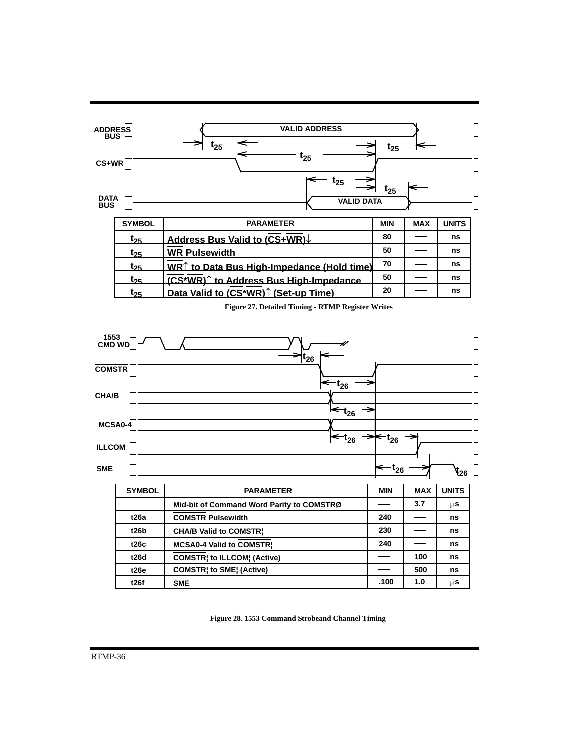ADDRESS BUS — VALID ADDRESS

CS+WR

DATA BUS — VALID DATA

| SYMBOL | PARAMETER | MIN | MAX | UNITS |
|---|---|---|---|---|
| $t_{25}$ | Address Bus Valid to (CS+WR)↓ | 80 | — | ns |
| $t_{25}$ | WR Pulsewidth | 50 | — | ns |
| $t_{25}$ | WR↑ to Data Bus High-Impedance (Hold time) | 70 | — | ns |
| $t_{25}$ | (CS*WR)↑ to Address Bus High-Impedance | 50 | — | ns |
| $t_{25}$ | Data Valid to (CS*WR)↑ (Set-up Time) | 20 | — | ns |

**Figure 27. Detailed Timing - RTMP Register Writes**

1553 CMD WD

COMSTR

CHA/B

MCSA0-4

ILLCOM

SME

| SYMBOL | PARAMETER | MIN | MAX | UNITS |
|---|---|---|---|---|
| | Mid-bit of Command Word Parity to COMSTRØ | — | 3.7 | µs |
| t26a | COMSTR Pulsewidth | 240 | — | ns |
| t26b | CHA/B Valid to COMSTR¦ | 230 | — | ns |
| t26c | MCSA0-4 Valid to COMSTR¦ | 240 | — | ns |
| t26d | COMSTR¦ to ILLCOM¦ (Active) | — | 100 | ns |
| t26e | COMSTR¦ to SME¦ (Active) | — | 500 | ns |
| t26f | SME | .100 | 1.0 | µs |

**Figure 28. 1553 Command Strobeand Channel Timing**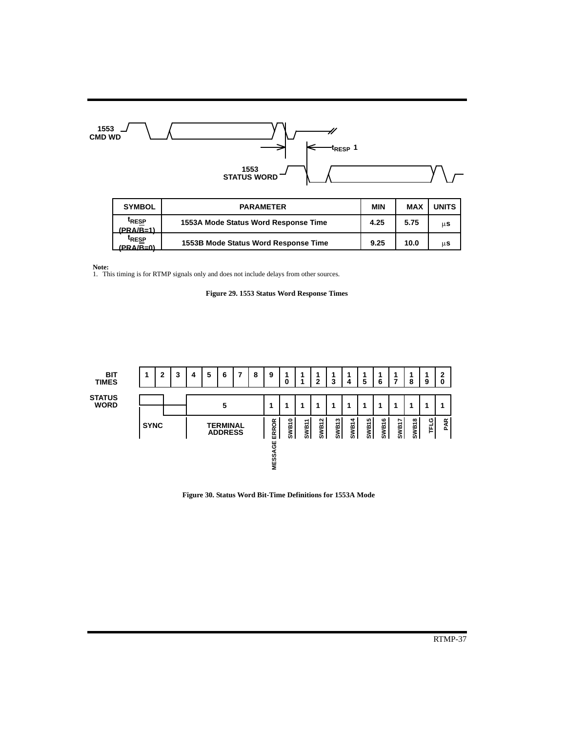1553 CMD WD

$t_{RESP}$ 1

1553 STATUS WORD

| SYMBOL | PARAMETER | MIN | MAX | UNITS |
|---|---|---|---|---|
| $t_{RESP}$ (PRA/$\overline{B}$=1) | 1553A Mode Status Word Response Time | 4.25 | 5.75 | μs |
| $t_{RESP}$ (PRA/$\overline{B}$=0) | 1553B Mode Status Word Response Time | 9.25 | 10.0 | μs |

**Note:**
1. This timing is for RTMP signals only and does not include delays from other sources.

**Figure 29. 1553 Status Word Response Times**

| BIT TIMES | 1 | 2 | 3 | 4 | 5 | 6 | 7 | 8 | 9 | 10 | 11 | 12 | 13 | 14 | 15 | 16 | 17 | 18 | 19 | 20 |
|---|---|---|---|---|---|---|---|---|---|---|---|---|---|---|---|---|---|---|---|---|
| STATUS WORD | SYNC | | | 5 | | | | | 1 | 1 | 1 | 1 | 1 | 1 | 1 | 1 | 1 | 1 | 1 | 1 |
| | | | | TERMINAL ADDRESS | | | | | MESSAGE ERROR | SWB10 | SWB11 | SWB12 | SWB13 | SWB14 | SWB15 | SWB16 | SWB17 | SWB18 | TFLG | PAR |

**Figure 30. Status Word Bit-Time Definitions for 1553A Mode**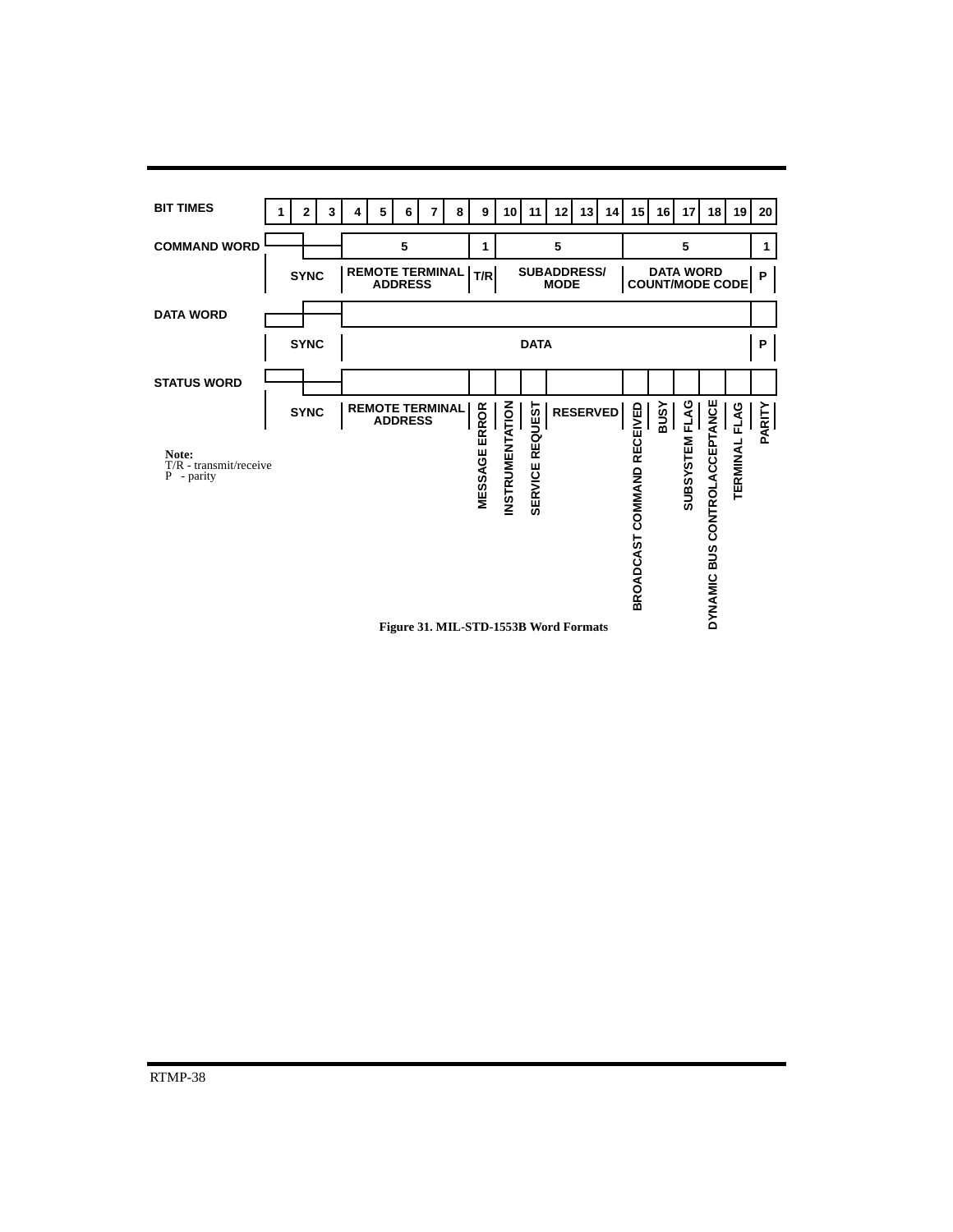| BIT TIMES | 1 | 2 | 3 | 4 | 5 | 6 | 7 | 8 | 9 | 10 | 11 | 12 | 13 | 14 | 15 | 16 | 17 | 18 | 19 | 20 |
|---|---|---|---|---|---|---|---|---|---|---|---|---|---|---|---|---|---|---|---|---|
| COMMAND WORD | SYNC | | | REMOTE TERMINAL ADDRESS (5) | | | | | T/R (1) | SUBADDRESS/ MODE (5) | | | | | DATA WORD COUNT/MODE CODE (5) | | | | | P (1) |
| DATA WORD | SYNC | | | DATA | | | | | | | | | | | | | | | | P |
| STATUS WORD | SYNC | | | REMOTE TERMINAL ADDRESS | | | | | MESSAGE ERROR | INSTRUMENTATION | SERVICE REQUEST | RESERVED | | | BROADCAST COMMAND RECEIVED | BUSY | SUBSYSTEM FLAG | DYNAMIC BUS CONTROLACCEPTANCE | TERMINAL FLAG | PARITY |

**Note:**
T/R - transmit/receive
P - parity

**Figure 31. MIL-STD-1553B Word Formats**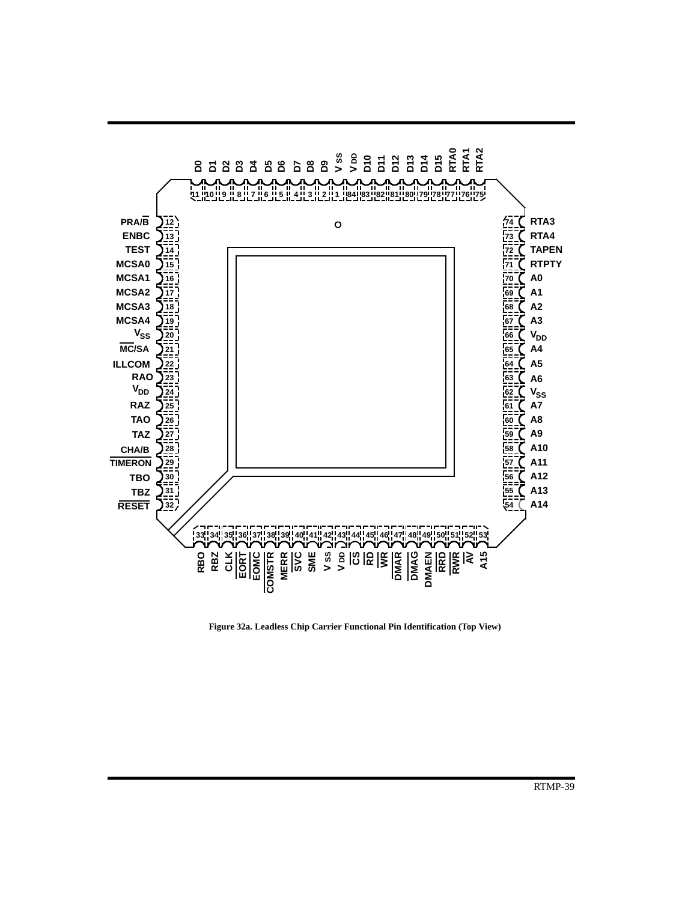| Pin | Signal | Pin | Signal | Pin | Signal | Pin | Signal |
|---|---|---|---|---|---|---|---|
| 1 | VSS | 22 | ILLCOM | 43 | VDD | 64 | A5 |
| 2 | D9 | 23 | RAO | 44 | CS | 65 | A4 |
| 3 | D8 | 24 | VDD | 45 | RD | 66 | VDD |
| 4 | D7 | 25 | RAZ | 46 | WR | 67 | A3 |
| 5 | D6 | 26 | TAO | 47 | DMAR | 68 | A2 |
| 6 | D5 | 27 | TAZ | 48 | DMAG | 69 | A1 |
| 7 | D4 | 28 | CHA/B | 49 | DMAEN | 70 | A0 |
| 8 | D3 | 29 | TIMERON | 50 | RRD | 71 | RTPTY |
| 9 | D2 | 30 | TBO | 51 | RWR | 72 | TAPEN |
| 10 | D1 | 31 | TBZ | 52 | AV | 73 | RTA4 |
| 11 | D0 | 32 | RESET | 53 | A15 | 74 | RTA3 |
| 12 | PRA/B | 33 | RBO | 54 | A14 | 75 | RTA2 |
| 13 | ENBC | 34 | RBZ | 55 | A13 | 76 | RTA1 |
| 14 | TEST | 35 | CLK | 56 | A12 | 77 | RTA0 |
| 15 | MCSA0 | 36 | EORT | 57 | A11 | 78 | D15 |
| 16 | MCSA1 | 37 | EOMC | 58 | A10 | 79 | D14 |
| 17 | MCSA2 | 38 | COMSTR | 59 | A9 | 80 | D13 |
| 18 | MCSA3 | 39 | MERR | 60 | A8 | 81 | D12 |
| 19 | MCSA4 | 40 | SVC | 61 | A7 | 82 | D11 |
| 20 | VSS | 41 | SME | 62 | VSS | 83 | D10 |
| 21 | MC/SA | 42 | VSS | 63 | A6 | 84 | VDD |

Figure 32a. Leadless Chip Carrier Functional Pin Identification (Top View)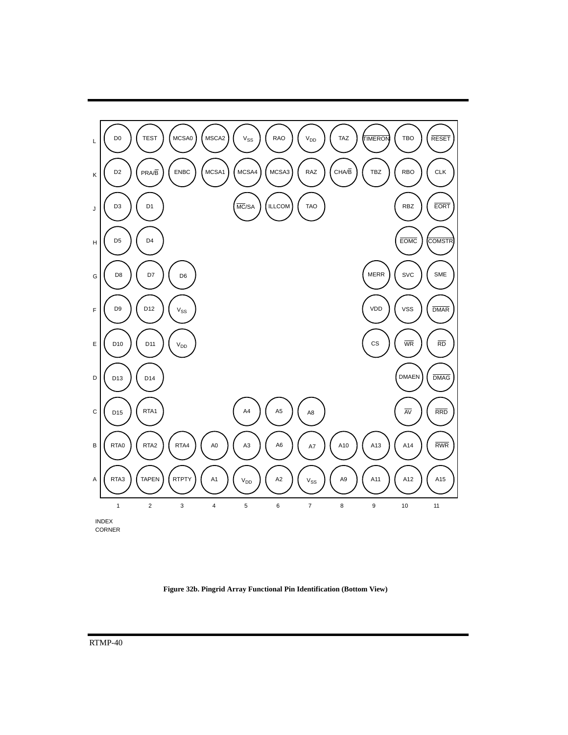| | 1 | 2 | 3 | 4 | 5 | 6 | 7 | 8 | 9 | 10 | 11 |
|---|---|---|---|---|---|---|---|---|---|---|---|
| L | D0 | TEST | MCSA0 | MSCA2 | $V_{SS}$ | RAO | $V_{DD}$ | TAZ | $\overline{\text{TIMERON}}$ | TBO | $\overline{\text{RESET}}$ |
| K | D2 | PRA/$\overline{\text{B}}$ | ENBC | MCSA1 | MCSA4 | MCSA3 | RAZ | CHA/$\overline{\text{B}}$ | TBZ | RBO | CLK |
| J | D3 | D1 | | | $\overline{\text{MC}}$/SA | ILLCOM | TAO | | | RBZ | $\overline{\text{EORT}}$ |
| H | D5 | D4 | | | | | | | | $\overline{\text{EOMC}}$ | $\overline{\text{COMSTR}}$ |
| G | D8 | D7 | D6 | | | | | | MERR | SVC | SME |
| F | D9 | D12 | $V_{SS}$ | | | | | | VDD | VSS | $\overline{\text{DMAR}}$ |
| E | D10 | D11 | $V_{DD}$ | | | | | | CS | $\overline{\text{WR}}$ | $\overline{\text{RD}}$ |
| D | D13 | D14 | | | | | | | | DMAEN | $\overline{\text{DMAG}}$ |
| C | D15 | RTA1 | | | A4 | A5 | A8 | | | $\overline{\text{AV}}$ | $\overline{\text{RRD}}$ |
| B | RTA0 | RTA2 | RTA4 | A0 | A3 | A6 | A7 | A10 | A13 | A14 | $\overline{\text{RWR}}$ |
| A | RTA3 | TAPEN | RTPTY | A1 | $V_{DD}$ | A2 | $V_{SS}$ | A9 | A11 | A12 | A15 |

INDEX
CORNER

**Figure 32b. Pingrid Array Functional Pin Identification (Bottom View)**